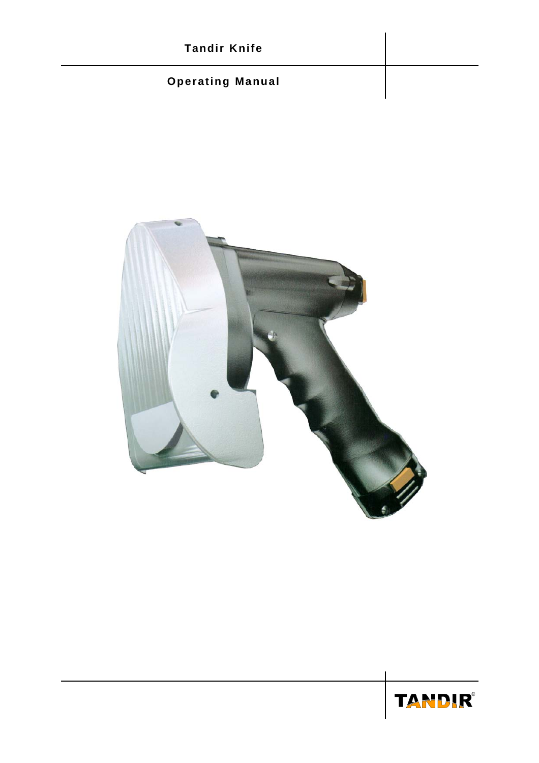# Tandir Knife

## Operating Manual

TANDIR®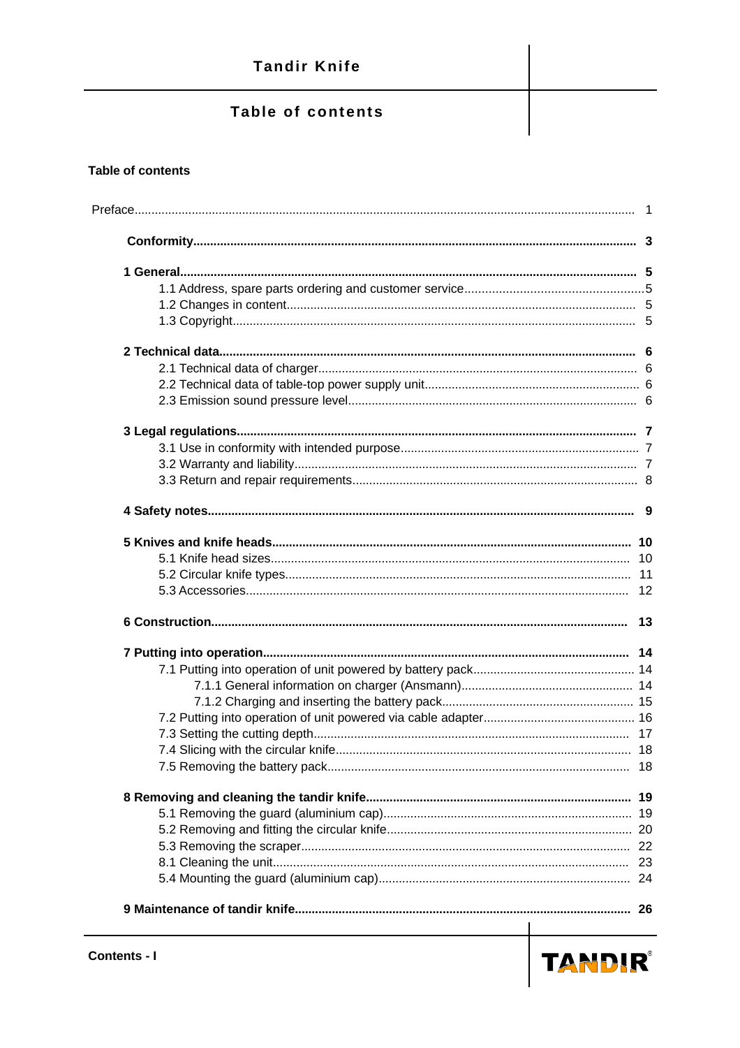# Table of contents

**Table of contents**

Preface ........ 1

**Conformity ........ 3**

**1 General ........ 5**
- 1.1 Address, spare parts ordering and customer service ........ 5
- 1.2 Changes in content ........ 5
- 1.3 Copyright ........ 5

**2 Technical data ........ 6**
- 2.1 Technical data of charger ........ 6
- 2.2 Technical data of table-top power supply unit ........ 6
- 2.3 Emission sound pressure level ........ 6

**3 Legal regulations ........ 7**
- 3.1 Use in conformity with intended purpose ........ 7
- 3.2 Warranty and liability ........ 7
- 3.3 Return and repair requirements ........ 8

**4 Safety notes ........ 9**

**5 Knives and knife heads ........ 10**
- 5.1 Knife head sizes ........ 10
- 5.2 Circular knife types ........ 11
- 5.3 Accessories ........ 12

**6 Construction ........ 13**

**7 Putting into operation ........ 14**
- 7.1 Putting into operation of unit powered by battery pack ........ 14
  - 7.1.1 General information on charger (Ansmann) ........ 14
  - 7.1.2 Charging and inserting the battery pack ........ 15
- 7.2 Putting into operation of unit powered via cable adapter ........ 16
- 7.3 Setting the cutting depth ........ 17
- 7.4 Slicing with the circular knife ........ 18
- 7.5 Removing the battery pack ........ 18

**8 Removing and cleaning the tandir knife ........ 19**
- 5.1 Removing the guard (aluminium cap) ........ 19
- 5.2 Removing and fitting the circular knife ........ 20
- 5.3 Removing the scraper ........ 22
- 8.1 Cleaning the unit ........ 23
- 5.4 Mounting the guard (aluminium cap) ........ 24

**9 Maintenance of tandir knife ........ 26**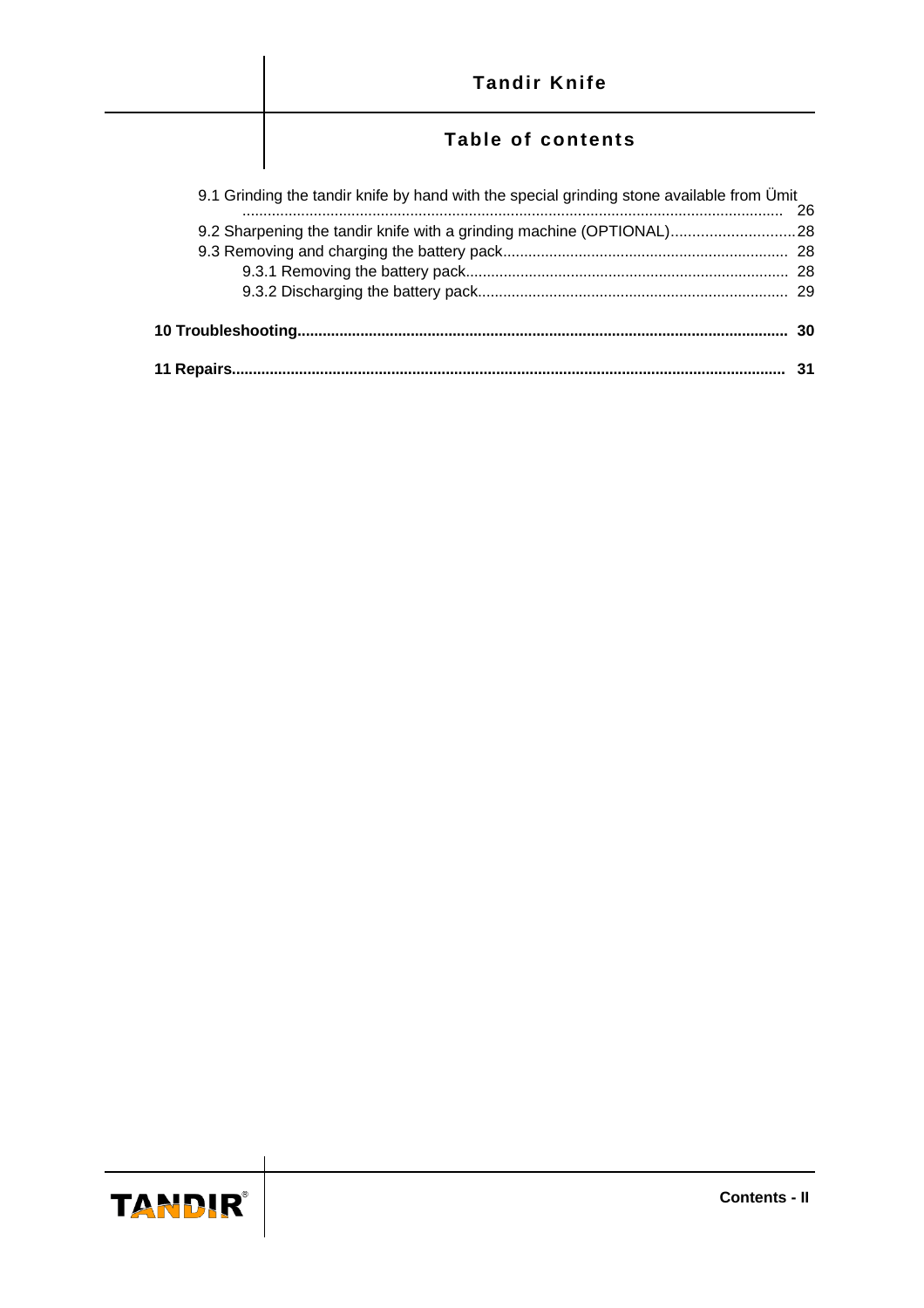9.1 Grinding the tandir knife by hand with the special grinding stone available from Ümit ........ 26

9.2 Sharpening the tandir knife with a grinding machine (OPTIONAL)........ 28

9.3 Removing and charging the battery pack........ 28

9.3.1 Removing the battery pack........ 28

9.3.2 Discharging the battery pack........ 29

**10 Troubleshooting........ 30**

**11 Repairs........ 31**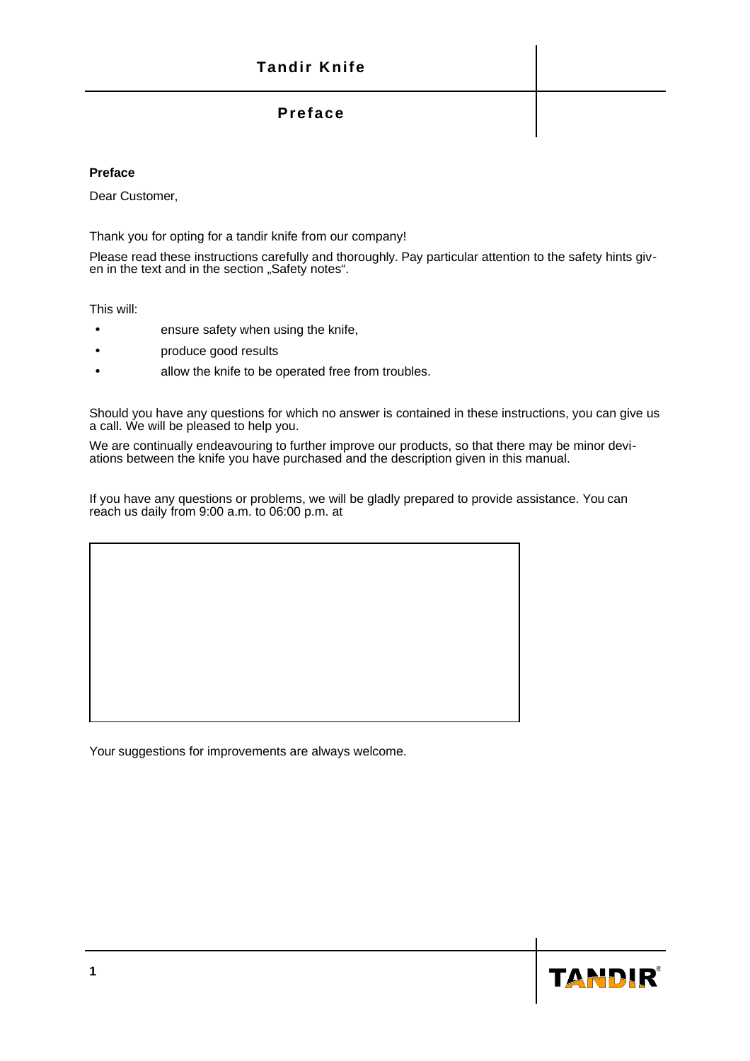## Preface

Dear Customer,

Thank you for opting for a tandir knife from our company!

Please read these instructions carefully and thoroughly. Pay particular attention to the safety hints given in the text and in the section „Safety notes".

This will:

- ensure safety when using the knife,
- produce good results
- allow the knife to be operated free from troubles.

Should you have any questions for which no answer is contained in these instructions, you can give us a call. We will be pleased to help you.

We are continually endeavouring to further improve our products, so that there may be minor deviations between the knife you have purchased and the description given in this manual.

If you have any questions or problems, we will be gladly prepared to provide assistance. You can reach us daily from 9:00 a.m. to 06:00 p.m. at

Your suggestions for improvements are always welcome.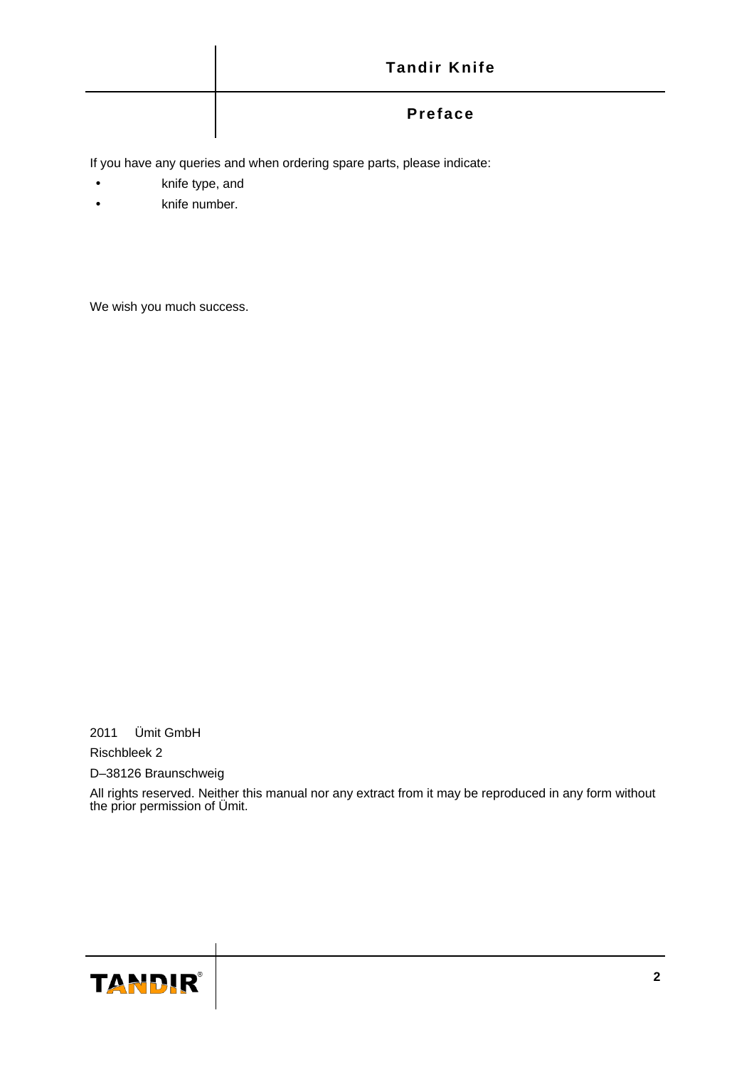# Preface

If you have any queries and when ordering spare parts, please indicate:

- knife type, and
- knife number.

We wish you much success.

2011 Ümit GmbH

Rischbleek 2

D–38126 Braunschweig

All rights reserved. Neither this manual nor any extract from it may be reproduced in any form without the prior permission of Ümit.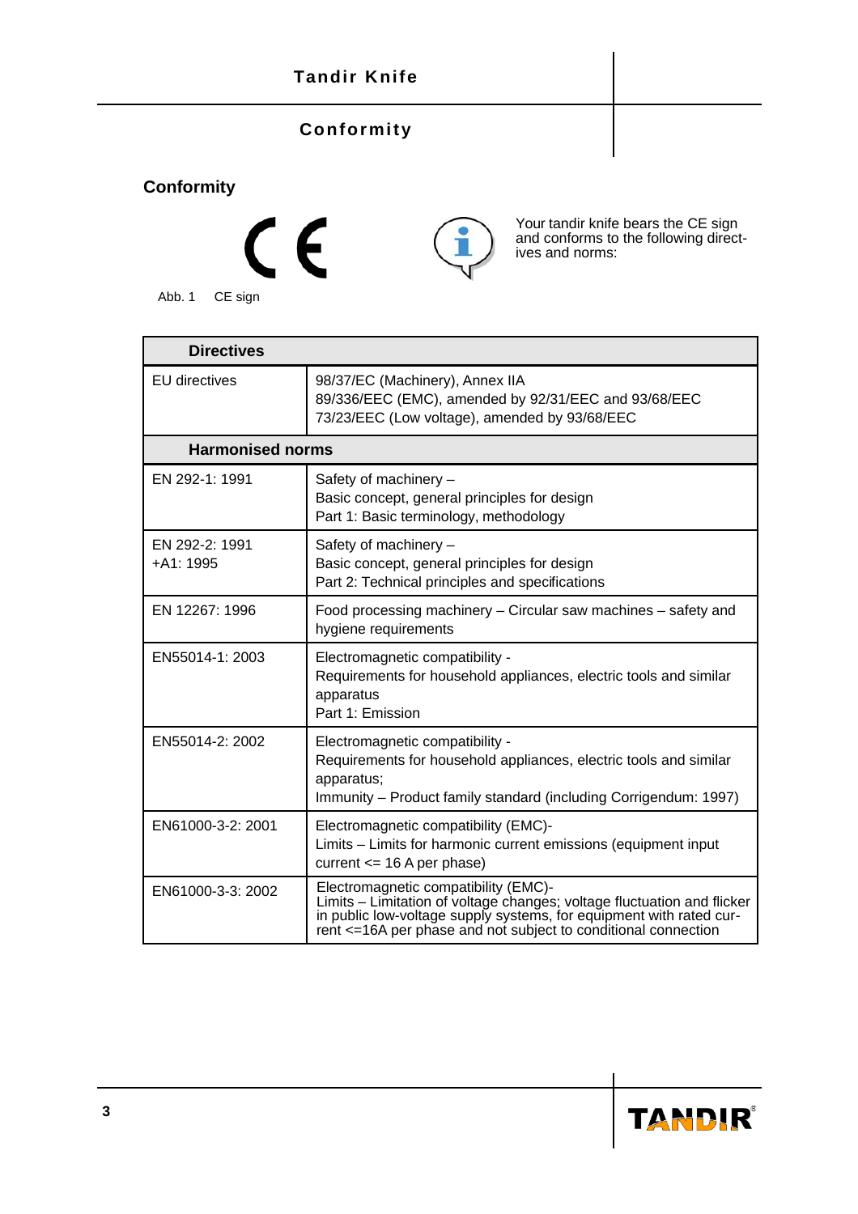## Conformity

Abb. 1 CE sign

Your tandir knife bears the CE sign and conforms to the following directives and norms:

| Directives | |
|---|---|
| EU directives | 98/37/EC (Machinery), Annex IIA<br>89/336/EEC (EMC), amended by 92/31/EEC and 93/68/EEC<br>73/23/EEC (Low voltage), amended by 93/68/EEC |
| **Harmonised norms** | |
| EN 292-1: 1991 | Safety of machinery –<br>Basic concept, general principles for design<br>Part 1: Basic terminology, methodology |
| EN 292-2: 1991<br>+A1: 1995 | Safety of machinery –<br>Basic concept, general principles for design<br>Part 2: Technical principles and specifications |
| EN 12267: 1996 | Food processing machinery – Circular saw machines – safety and hygiene requirements |
| EN55014-1: 2003 | Electromagnetic compatibility -<br>Requirements for household appliances, electric tools and similar apparatus<br>Part 1: Emission |
| EN55014-2: 2002 | Electromagnetic compatibility -<br>Requirements for household appliances, electric tools and similar apparatus;<br>Immunity – Product family standard (including Corrigendum: 1997) |
| EN61000-3-2: 2001 | Electromagnetic compatibility (EMC)-<br>Limits – Limits for harmonic current emissions (equipment input current <= 16 A per phase) |
| EN61000-3-3: 2002 | Electromagnetic compatibility (EMC)-<br>Limits – Limitation of voltage changes; voltage fluctuation and flicker in public low-voltage supply systems, for equipment with rated current <=16A per phase and not subject to conditional connection |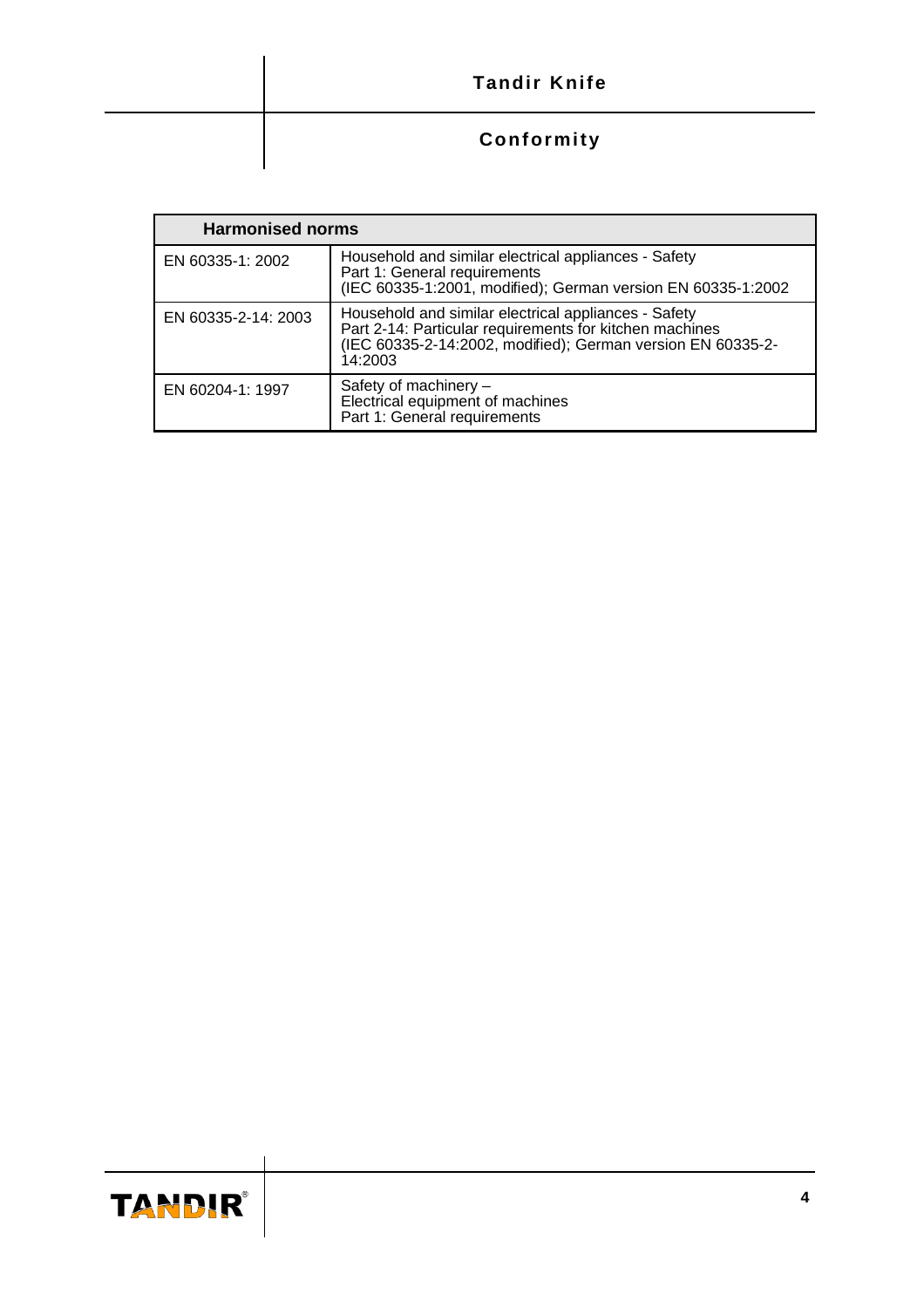| Harmonised norms | |
|---|---|
| EN 60335-1: 2002 | Household and similar electrical appliances - Safety<br>Part 1: General requirements<br>(IEC 60335-1:2001, modified); German version EN 60335-1:2002 |
| EN 60335-2-14: 2003 | Household and similar electrical appliances - Safety<br>Part 2-14: Particular requirements for kitchen machines<br>(IEC 60335-2-14:2002, modified); German version EN 60335-2-14:2003 |
| EN 60204-1: 1997 | Safety of machinery –<br>Electrical equipment of machines<br>Part 1: General requirements |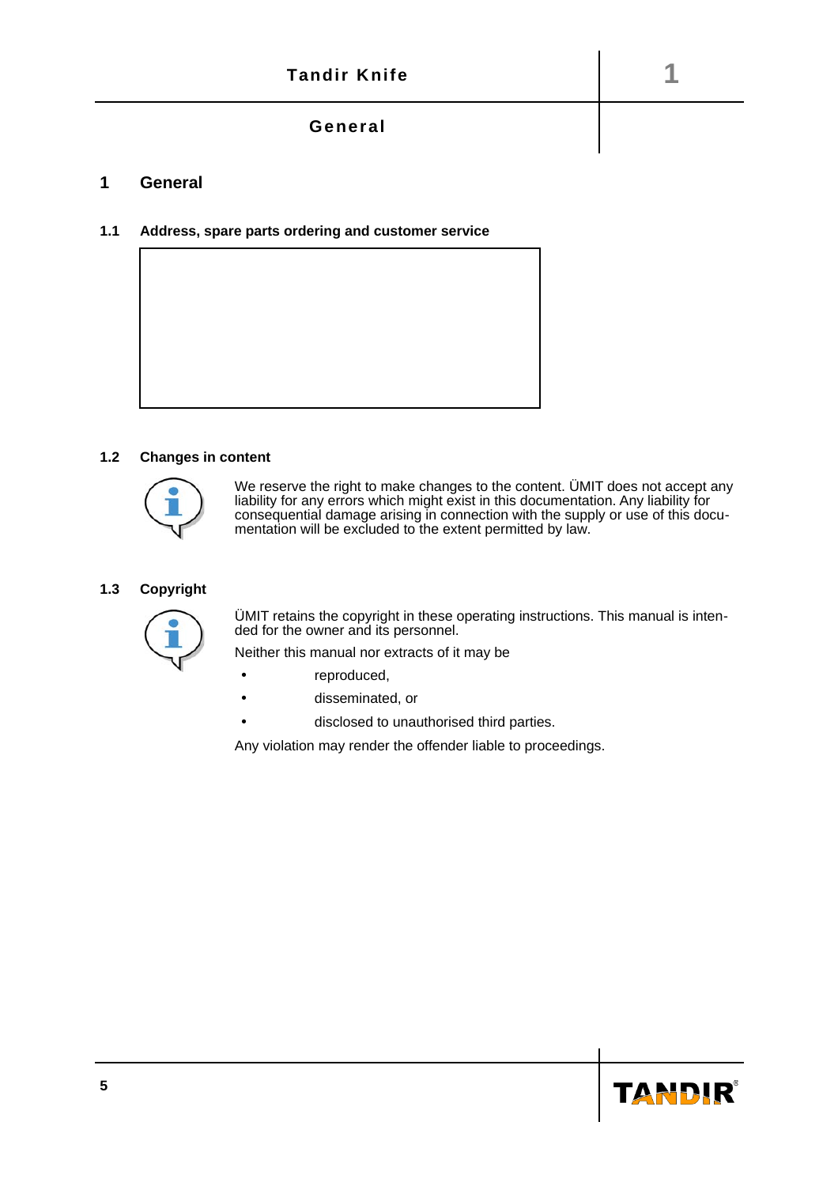# 1 General

## 1.1 Address, spare parts ordering and customer service

## 1.2 Changes in content

We reserve the right to make changes to the content. ÜMIT does not accept any liability for any errors which might exist in this documentation. Any liability for consequential damage arising in connection with the supply or use of this documentation will be excluded to the extent permitted by law.

## 1.3 Copyright

ÜMIT retains the copyright in these operating instructions. This manual is intended for the owner and its personnel.

Neither this manual nor extracts of it may be

- reproduced,
- disseminated, or
- disclosed to unauthorised third parties.

Any violation may render the offender liable to proceedings.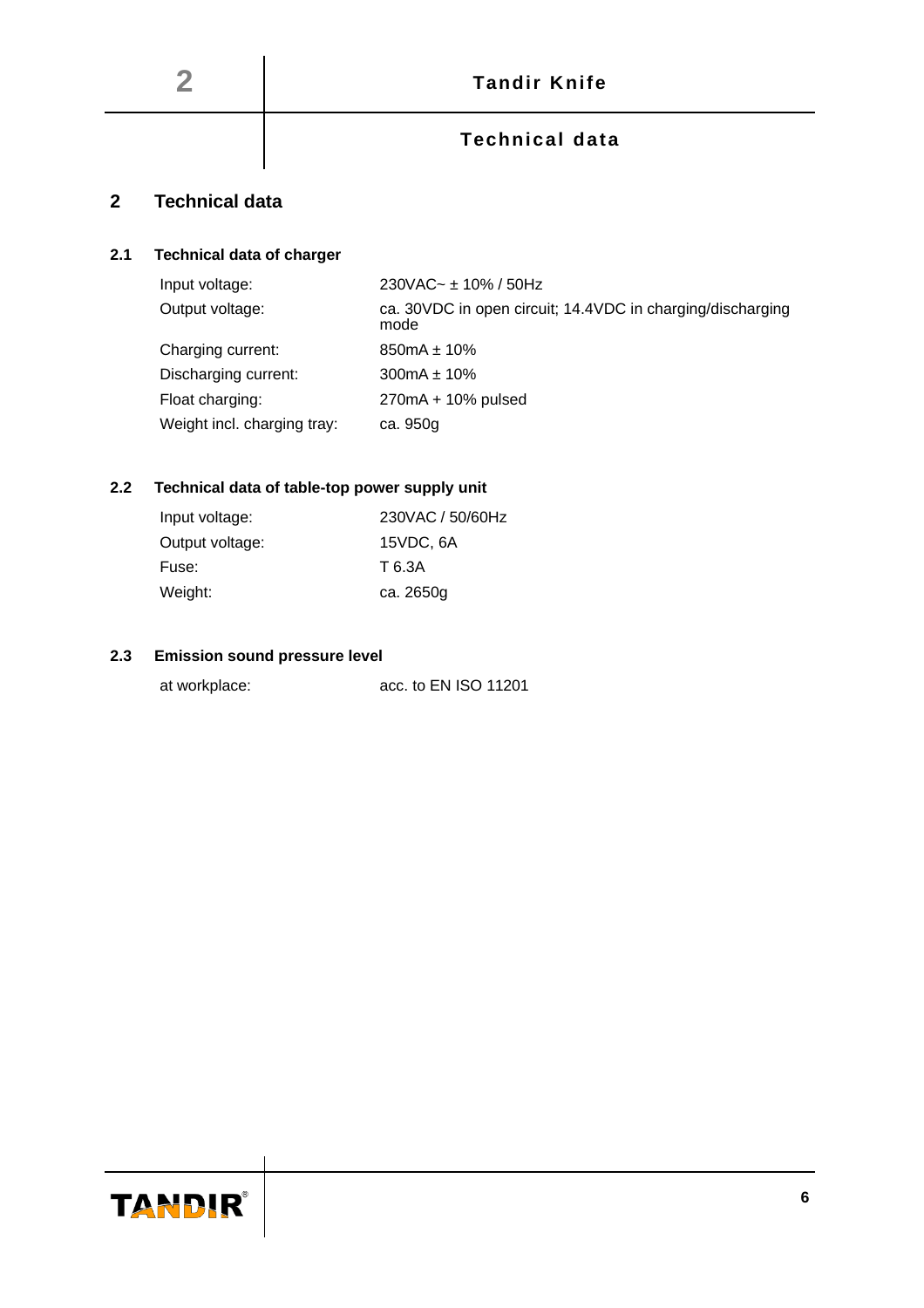# 2 Technical data

## 2.1 Technical data of charger

| | |
|---|---|
| Input voltage: | 230VAC~ ± 10% / 50Hz |
| Output voltage: | ca. 30VDC in open circuit; 14.4VDC in charging/discharging mode |
| Charging current: | 850mA ± 10% |
| Discharging current: | 300mA ± 10% |
| Float charging: | 270mA + 10% pulsed |
| Weight incl. charging tray: | ca. 950g |

## 2.2 Technical data of table-top power supply unit

| | |
|---|---|
| Input voltage: | 230VAC / 50/60Hz |
| Output voltage: | 15VDC, 6A |
| Fuse: | T 6.3A |
| Weight: | ca. 2650g |

## 2.3 Emission sound pressure level

| | |
|---|---|
| at workplace: | acc. to EN ISO 11201 |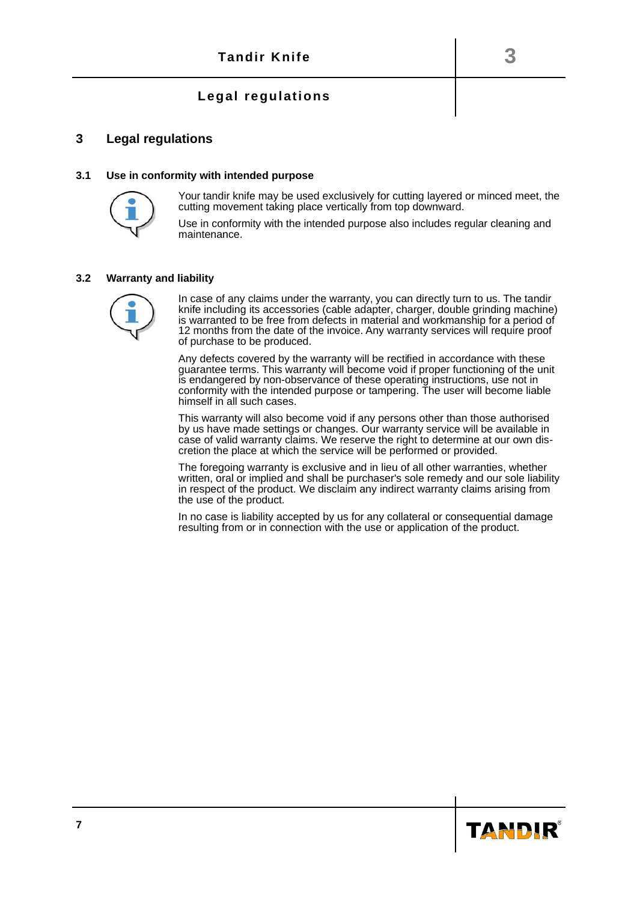# 3 Legal regulations

## 3.1 Use in conformity with intended purpose

Your tandir knife may be used exclusively for cutting layered or minced meet, the cutting movement taking place vertically from top downward.

Use in conformity with the intended purpose also includes regular cleaning and maintenance.

## 3.2 Warranty and liability

In case of any claims under the warranty, you can directly turn to us. The tandir knife including its accessories (cable adapter, charger, double grinding machine) is warranted to be free from defects in material and workmanship for a period of 12 months from the date of the invoice. Any warranty services will require proof of purchase to be produced.

Any defects covered by the warranty will be rectified in accordance with these guarantee terms. This warranty will become void if proper functioning of the unit is endangered by non-observance of these operating instructions, use not in conformity with the intended purpose or tampering. The user will become liable himself in all such cases.

This warranty will also become void if any persons other than those authorised by us have made settings or changes. Our warranty service will be available in case of valid warranty claims. We reserve the right to determine at our own discretion the place at which the service will be performed or provided.

The foregoing warranty is exclusive and in lieu of all other warranties, whether written, oral or implied and shall be purchaser's sole remedy and our sole liability in respect of the product. We disclaim any indirect warranty claims arising from the use of the product.

In no case is liability accepted by us for any collateral or consequential damage resulting from or in connection with the use or application of the product.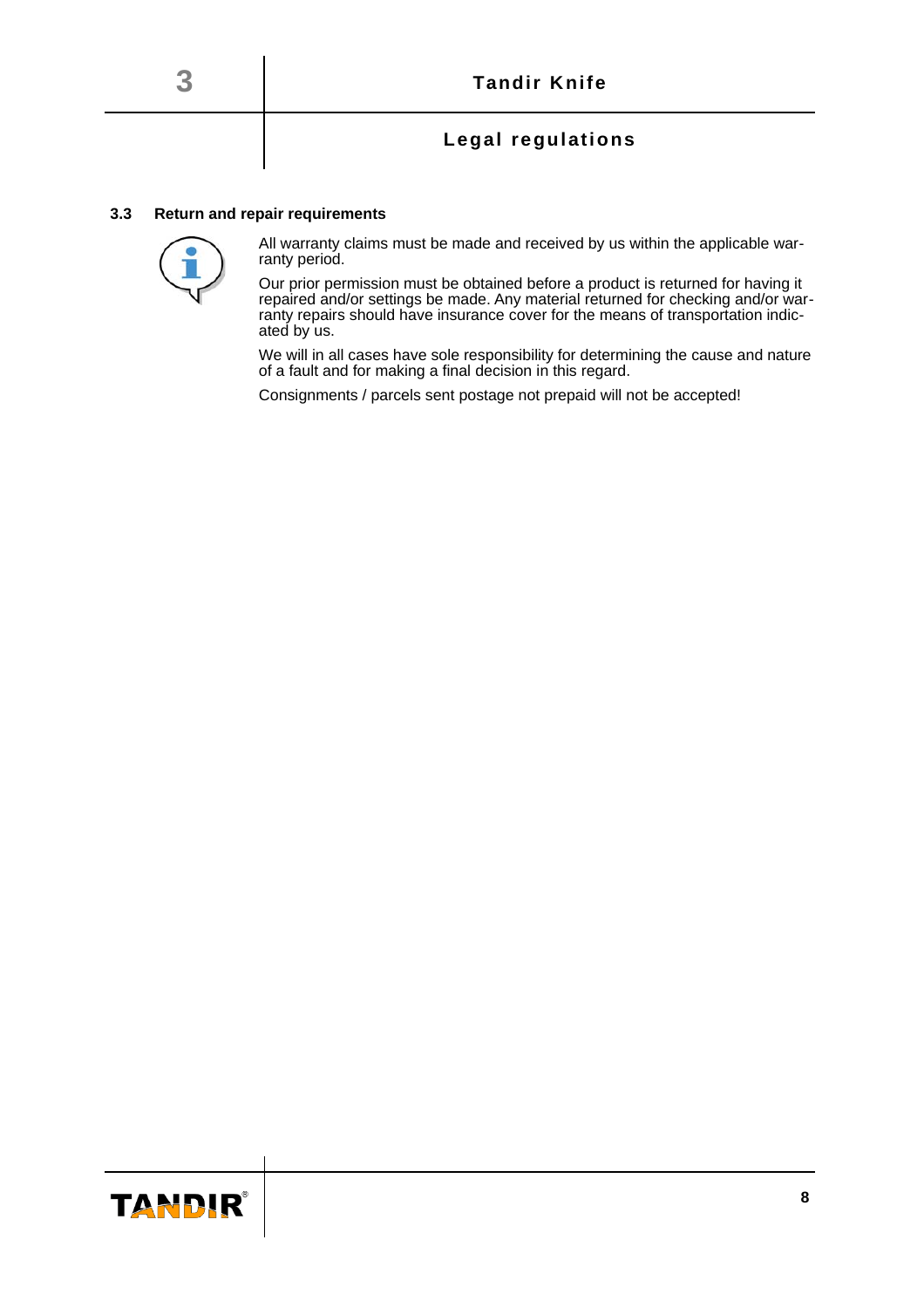### 3.3 Return and repair requirements

All warranty claims must be made and received by us within the applicable warranty period.

Our prior permission must be obtained before a product is returned for having it repaired and/or settings be made. Any material returned for checking and/or warranty repairs should have insurance cover for the means of transportation indicated by us.

We will in all cases have sole responsibility for determining the cause and nature of a fault and for making a final decision in this regard.

Consignments / parcels sent postage not prepaid will not be accepted!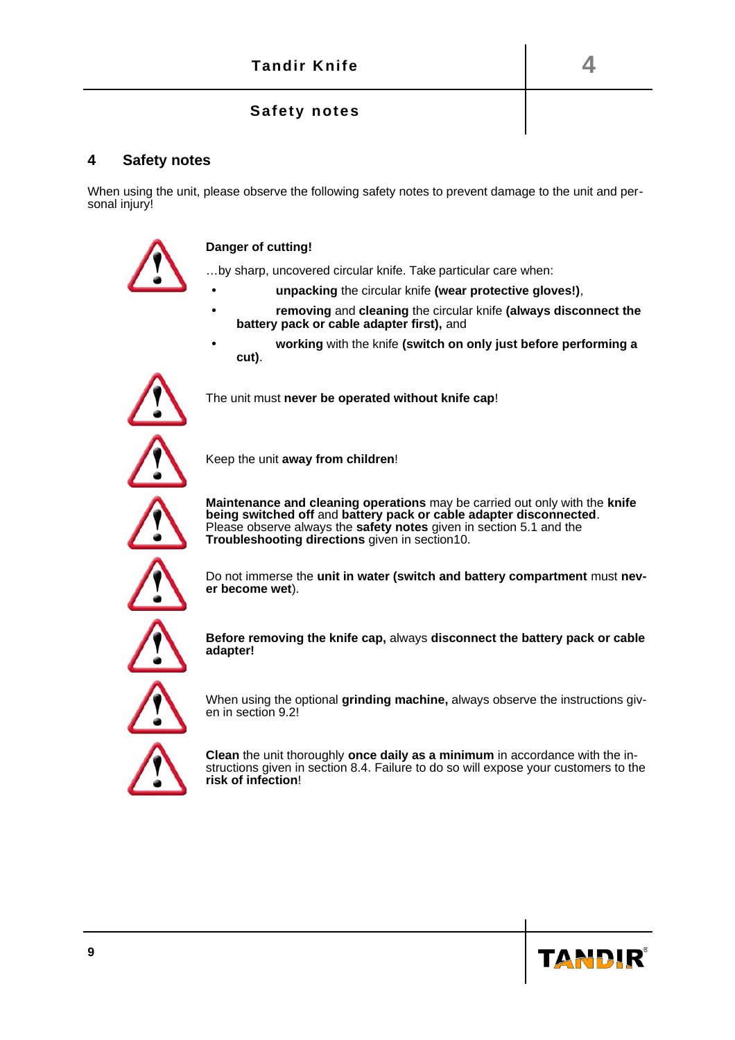## 4 Safety notes

When using the unit, please observe the following safety notes to prevent damage to the unit and personal injury!

**Danger of cutting!**

…by sharp, uncovered circular knife. Take particular care when:

- **unpacking** the circular knife **(wear protective gloves!)**,
- **removing** and **cleaning** the circular knife **(always disconnect the battery pack or cable adapter first),** and
- **working** with the knife **(switch on only just before performing a cut)**.

The unit must **never be operated without knife cap**!

Keep the unit **away from children**!

**Maintenance and cleaning operations** may be carried out only with the **knife being switched off** and **battery pack or cable adapter disconnected**. Please observe always the **safety notes** given in section 5.1 and the **Troubleshooting directions** given in section10.

Do not immerse the **unit in water (switch and battery compartment** must **never become wet**).

**Before removing the knife cap,** always **disconnect the battery pack or cable adapter!**

When using the optional **grinding machine,** always observe the instructions given in section 9.2!

**Clean** the unit thoroughly **once daily as a minimum** in accordance with the instructions given in section 8.4. Failure to do so will expose your customers to the **risk of infection**!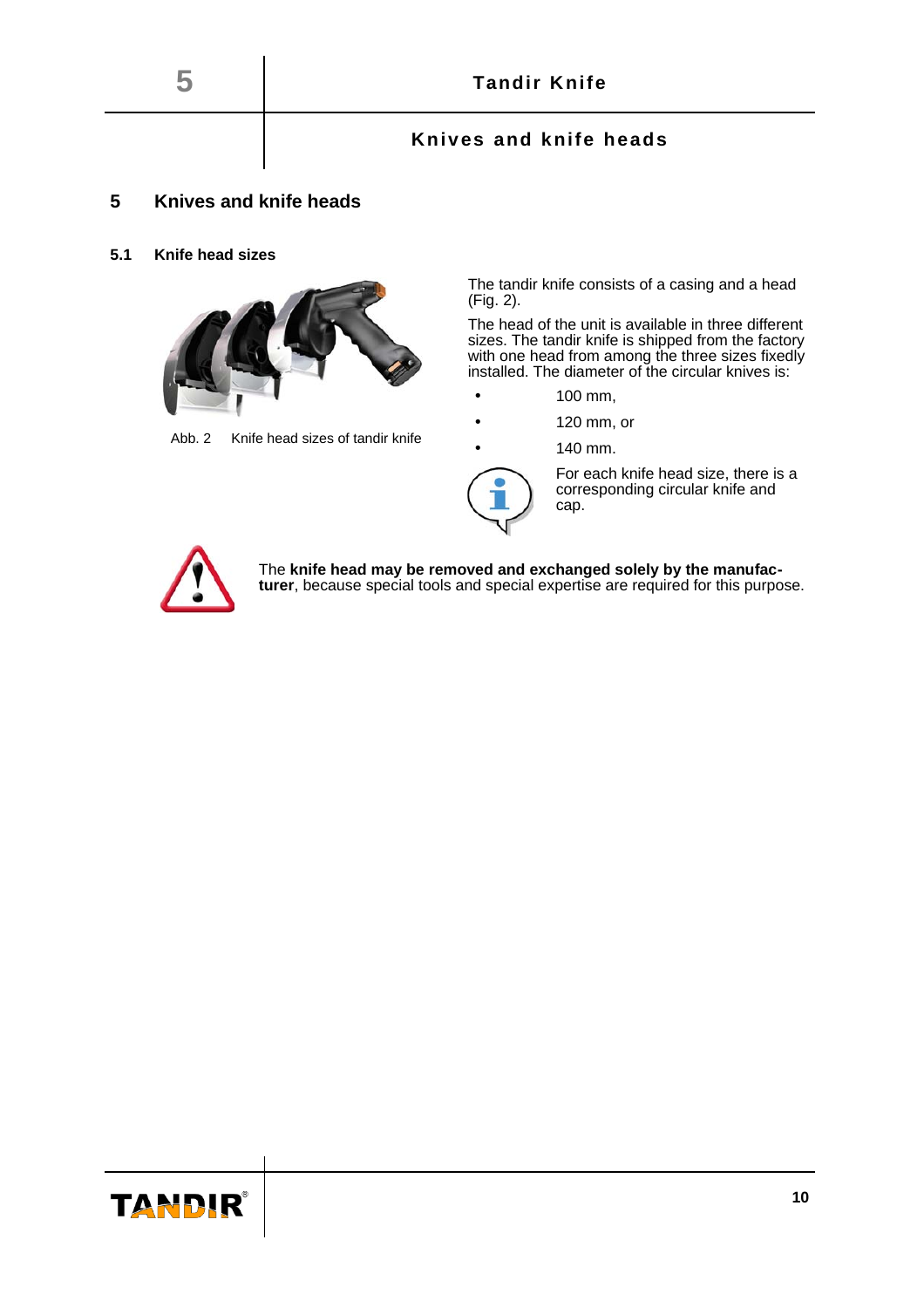# 5 Knives and knife heads

## 5.1 Knife head sizes

Abb. 2 Knife head sizes of tandir knife

The tandir knife consists of a casing and a head (Fig. 2).

The head of the unit is available in three different sizes. The tandir knife is shipped from the factory with one head from among the three sizes fixedly installed. The diameter of the circular knives is:

- 100 mm,
- 120 mm, or
- 140 mm.

For each knife head size, there is a corresponding circular knife and cap.

The **knife head may be removed and exchanged solely by the manufacturer**, because special tools and special expertise are required for this purpose.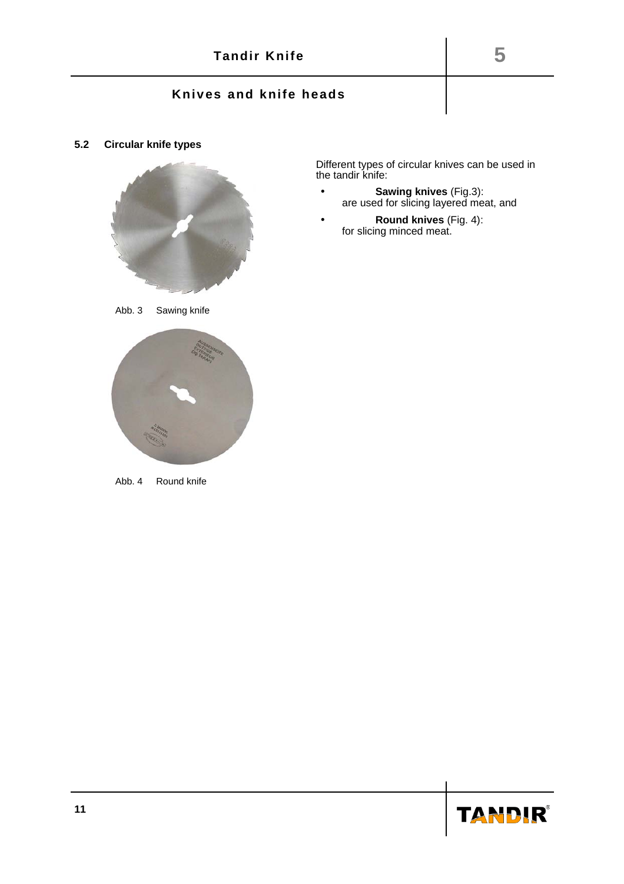### 5.2 Circular knife types

Abb. 3 Sawing knife

Abb. 4 Round knife

Different types of circular knives can be used in the tandir knife:

- **Sawing knives** (Fig.3): are used for slicing layered meat, and
- **Round knives** (Fig. 4): for slicing minced meat.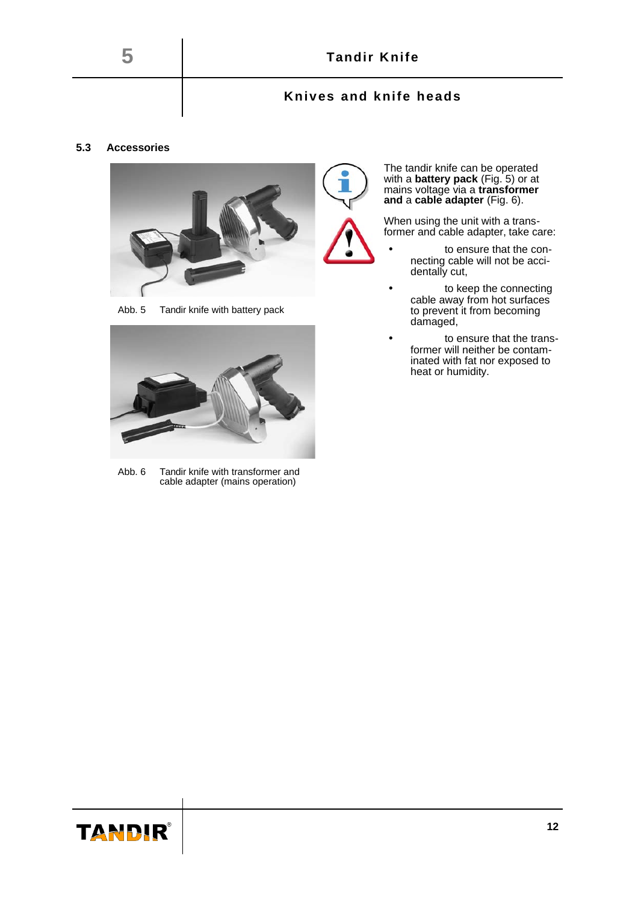### 5.3 Accessories

Abb. 5 Tandir knife with battery pack

Abb. 6 Tandir knife with transformer and cable adapter (mains operation)

The tandir knife can be operated with a **battery pack** (Fig. 5) or at mains voltage via a **transformer and** a **cable adapter** (Fig. 6).

When using the unit with a transformer and cable adapter, take care:

- to ensure that the connecting cable will not be accidentally cut,
- to keep the connecting cable away from hot surfaces to prevent it from becoming damaged,
- to ensure that the transformer will neither be contaminated with fat nor exposed to heat or humidity.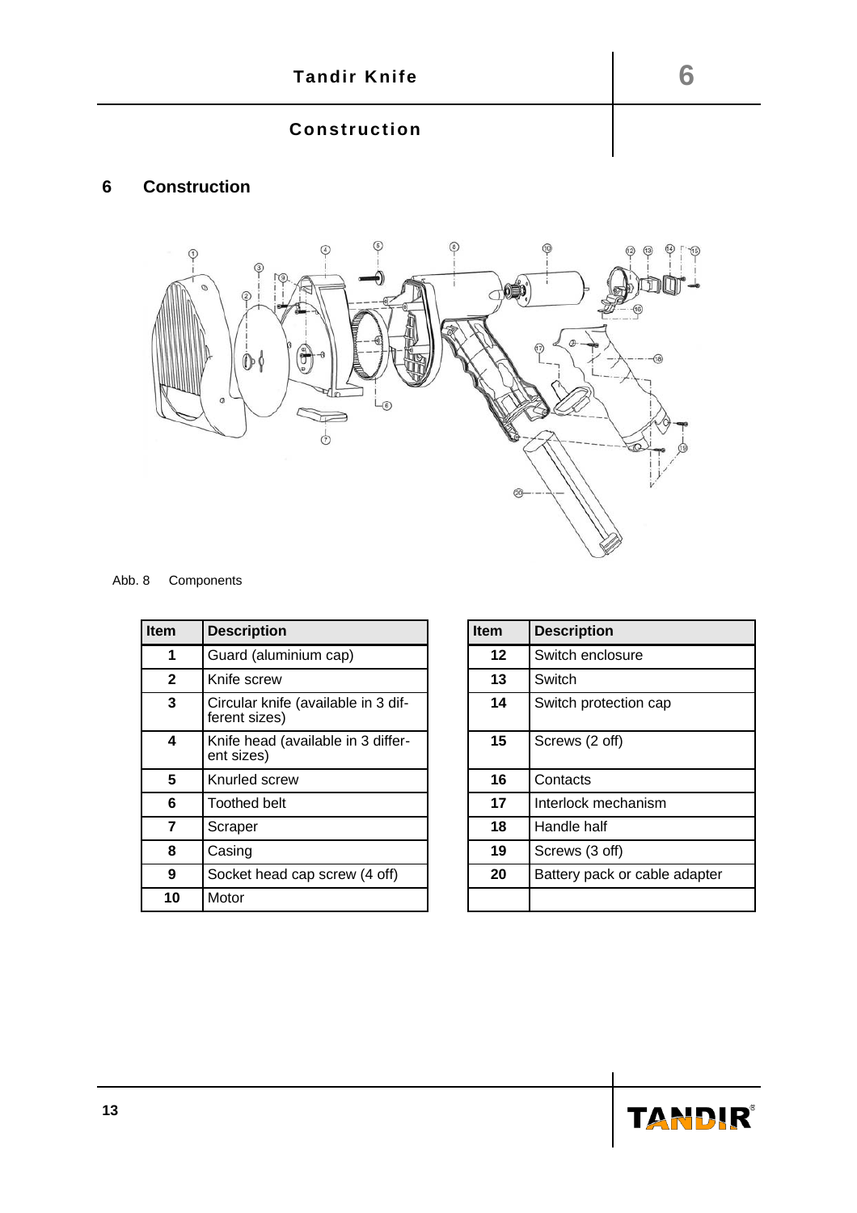# 6 Construction

Abb. 8 Components

| Item | Description |
|---|---|
| 1 | Guard (aluminium cap) |
| 2 | Knife screw |
| 3 | Circular knife (available in 3 different sizes) |
| 4 | Knife head (available in 3 different sizes) |
| 5 | Knurled screw |
| 6 | Toothed belt |
| 7 | Scraper |
| 8 | Casing |
| 9 | Socket head cap screw (4 off) |
| 10 | Motor |

| Item | Description |
|---|---|
| 12 | Switch enclosure |
| 13 | Switch |
| 14 | Switch protection cap |
| 15 | Screws (2 off) |
| 16 | Contacts |
| 17 | Interlock mechanism |
| 18 | Handle half |
| 19 | Screws (3 off) |
| 20 | Battery pack or cable adapter |
| | |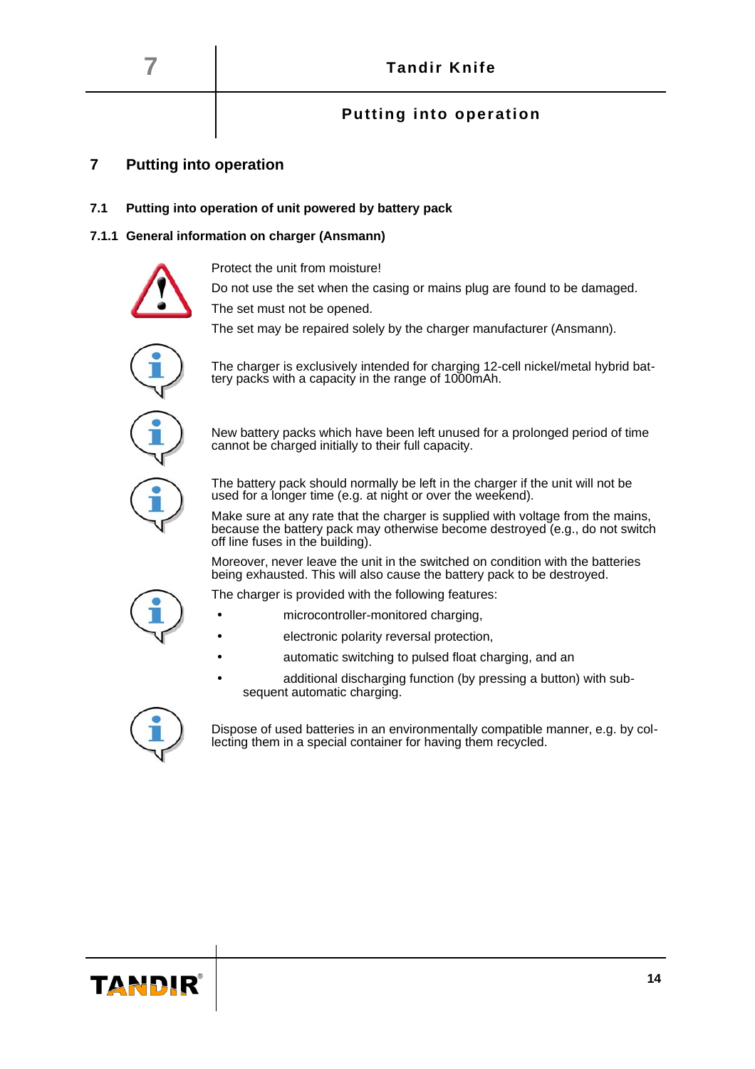# 7 Putting into operation

## 7.1 Putting into operation of unit powered by battery pack

### 7.1.1 General information on charger (Ansmann)

Protect the unit from moisture!

Do not use the set when the casing or mains plug are found to be damaged.

The set must not be opened.

The set may be repaired solely by the charger manufacturer (Ansmann).

The charger is exclusively intended for charging 12-cell nickel/metal hybrid battery packs with a capacity in the range of 1000mAh.

New battery packs which have been left unused for a prolonged period of time cannot be charged initially to their full capacity.

The battery pack should normally be left in the charger if the unit will not be used for a longer time (e.g. at night or over the weekend).

Make sure at any rate that the charger is supplied with voltage from the mains, because the battery pack may otherwise become destroyed (e.g., do not switch off line fuses in the building).

Moreover, never leave the unit in the switched on condition with the batteries being exhausted. This will also cause the battery pack to be destroyed.

The charger is provided with the following features:

- microcontroller-monitored charging,
- electronic polarity reversal protection,
- automatic switching to pulsed float charging, and an
- additional discharging function (by pressing a button) with subsequent automatic charging.

Dispose of used batteries in an environmentally compatible manner, e.g. by collecting them in a special container for having them recycled.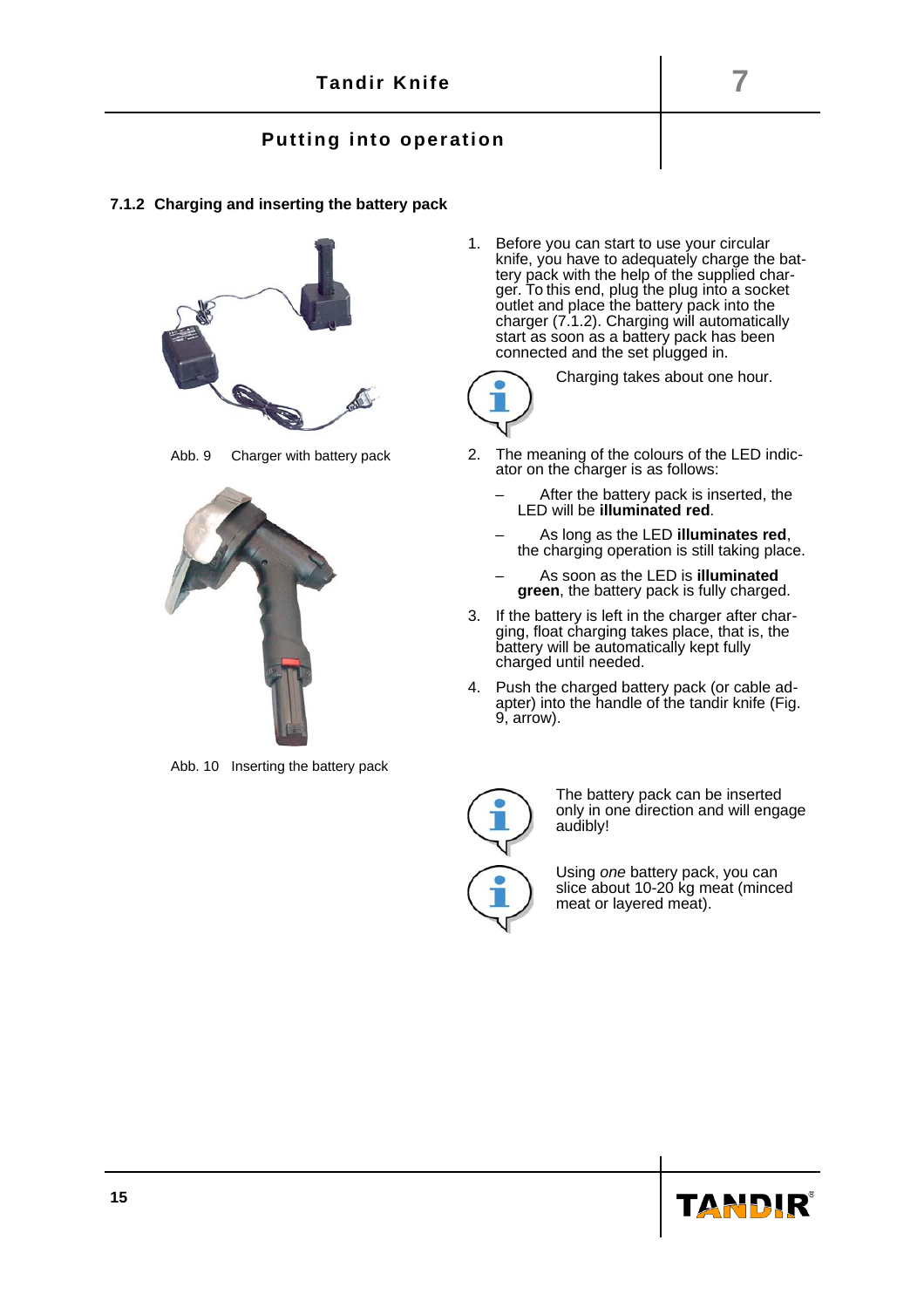### 7.1.2 Charging and inserting the battery pack

Abb. 9 Charger with battery pack

Abb. 10 Inserting the battery pack

1. Before you can start to use your circular knife, you have to adequately charge the battery pack with the help of the supplied charger. To this end, plug the plug into a socket outlet and place the battery pack into the charger (7.1.2). Charging will automatically start as soon as a battery pack has been connected and the set plugged in.

   Charging takes about one hour.

2. The meaning of the colours of the LED indicator on the charger is as follows:
   - After the battery pack is inserted, the LED will be **illuminated red**.
   - As long as the LED **illuminates red**, the charging operation is still taking place.
   - As soon as the LED is **illuminated green**, the battery pack is fully charged.
3. If the battery is left in the charger after charging, float charging takes place, that is, the battery will be automatically kept fully charged until needed.
4. Push the charged battery pack (or cable adapter) into the handle of the tandir knife (Fig. 9, arrow).

The battery pack can be inserted only in one direction and will engage audibly!

Using *one* battery pack, you can slice about 10-20 kg meat (minced meat or layered meat).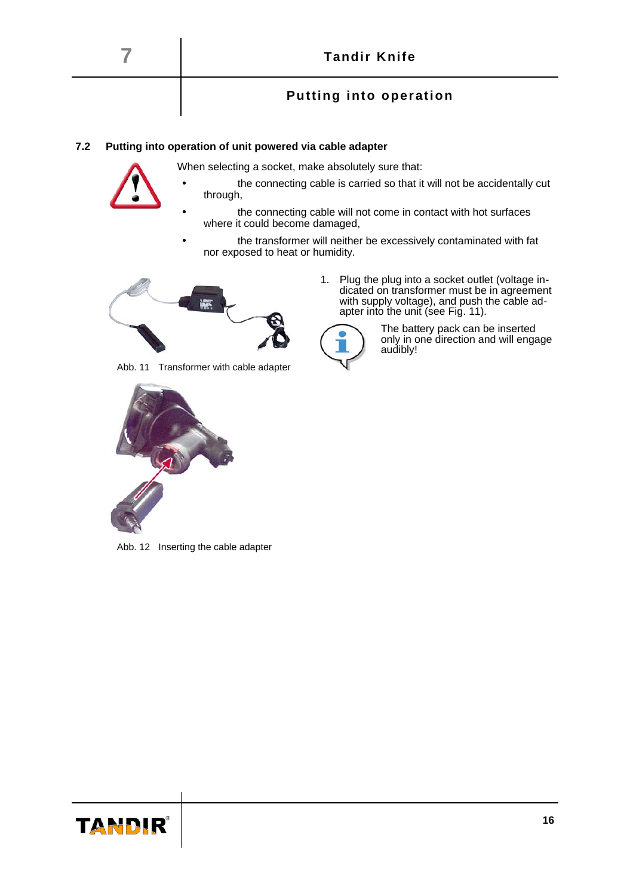## 7.2 Putting into operation of unit powered via cable adapter

When selecting a socket, make absolutely sure that:

- the connecting cable is carried so that it will not be accidentally cut through,
- the connecting cable will not come in contact with hot surfaces where it could become damaged,
- the transformer will neither be excessively contaminated with fat nor exposed to heat or humidity.

1. Plug the plug into a socket outlet (voltage indicated on transformer must be in agreement with supply voltage), and push the cable adapter into the unit (see Fig. 11).

The battery pack can be inserted only in one direction and will engage audibly!

Abb. 11 Transformer with cable adapter

Abb. 12 Inserting the cable adapter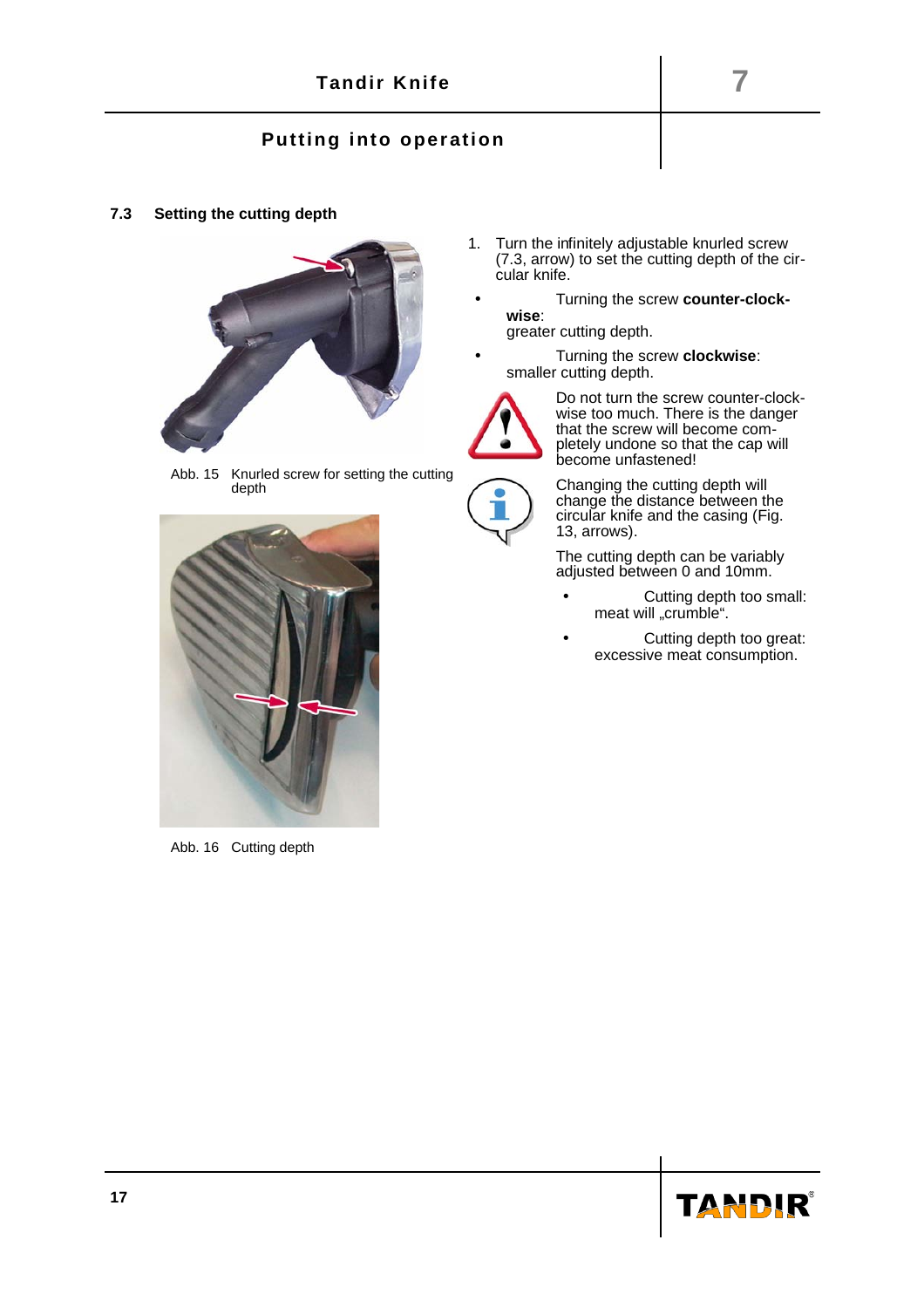### 7.3 Setting the cutting depth

Abb. 15 Knurled screw for setting the cutting depth

Abb. 16 Cutting depth

1. Turn the infinitely adjustable knurled screw (7.3, arrow) to set the cutting depth of the circular knife.

- Turning the screw **counter-clockwise**: greater cutting depth.
- Turning the screw **clockwise**: smaller cutting depth.

Do not turn the screw counter-clockwise too much. There is the danger that the screw will become completely undone so that the cap will become unfastened!

Changing the cutting depth will change the distance between the circular knife and the casing (Fig. 13, arrows).

The cutting depth can be variably adjusted between 0 and 10mm.

- Cutting depth too small: meat will „crumble".
- Cutting depth too great: excessive meat consumption.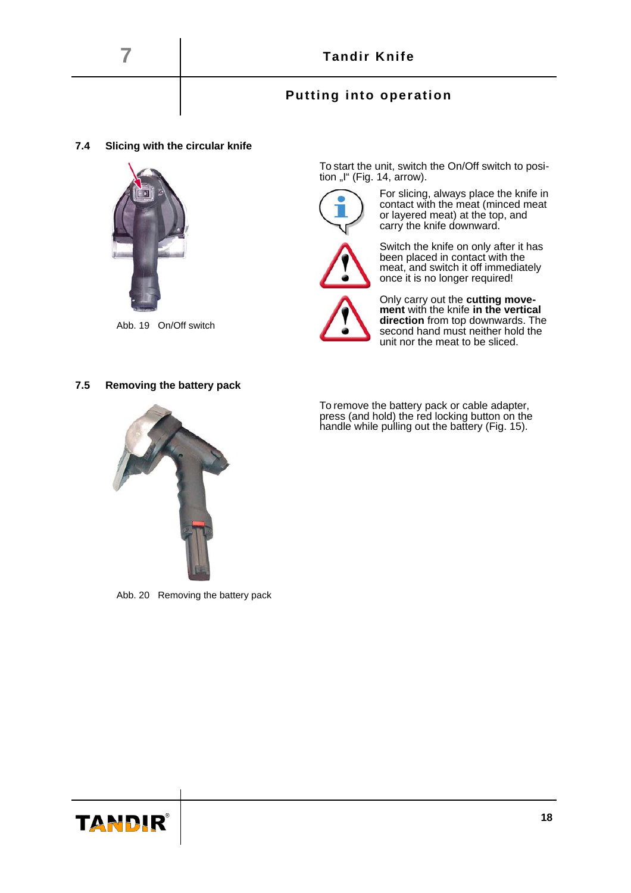### 7.4 Slicing with the circular knife

Abb. 19 On/Off switch

To start the unit, switch the On/Off switch to position „I" (Fig. 14, arrow).

For slicing, always place the knife in contact with the meat (minced meat or layered meat) at the top, and carry the knife downward.

Switch the knife on only after it has been placed in contact with the meat, and switch it off immediately once it is no longer required!

Only carry out the **cutting movement** with the knife **in the vertical direction** from top downwards. The second hand must neither hold the unit nor the meat to be sliced.

### 7.5 Removing the battery pack

Abb. 20 Removing the battery pack

To remove the battery pack or cable adapter, press (and hold) the red locking button on the handle while pulling out the battery (Fig. 15).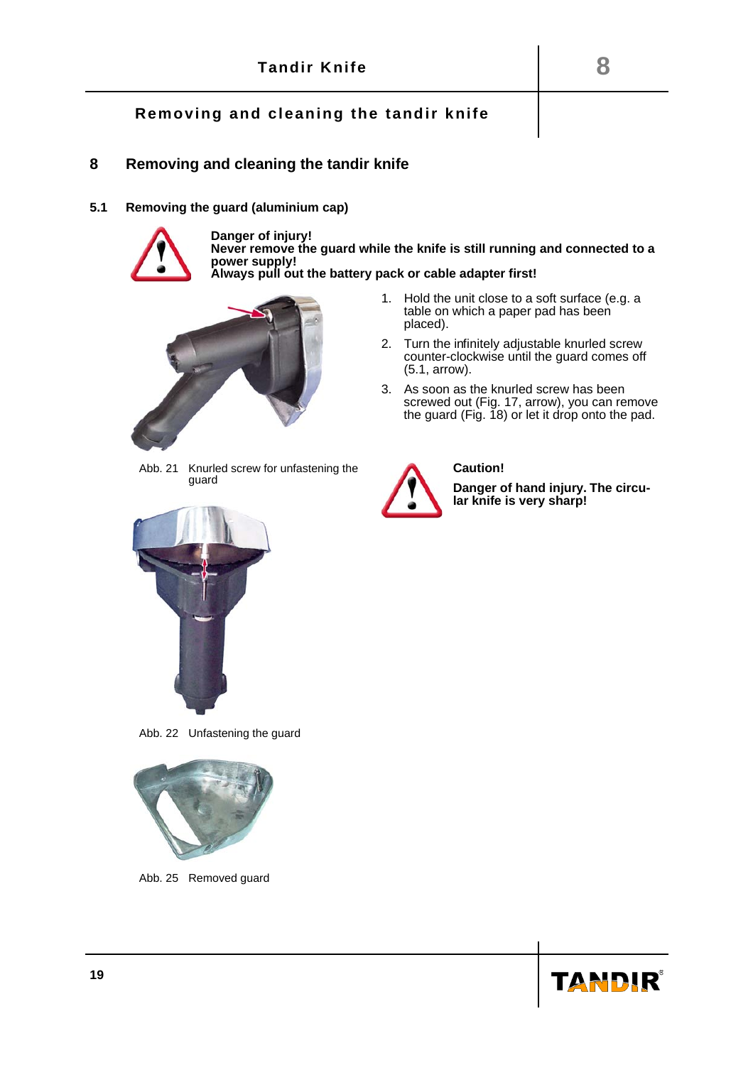## 8 Removing and cleaning the tandir knife

### 5.1 Removing the guard (aluminium cap)

**Danger of injury!**
**Never remove the guard while the knife is still running and connected to a power supply!**
**Always pull out the battery pack or cable adapter first!**

1. Hold the unit close to a soft surface (e.g. a table on which a paper pad has been placed).
2. Turn the infinitely adjustable knurled screw counter-clockwise until the guard comes off (5.1, arrow).
3. As soon as the knurled screw has been screwed out (Fig. 17, arrow), you can remove the guard (Fig. 18) or let it drop onto the pad.

Abb. 21 Knurled screw for unfastening the guard

**Caution!**

**Danger of hand injury. The circular knife is very sharp!**

Abb. 22 Unfastening the guard

Abb. 25 Removed guard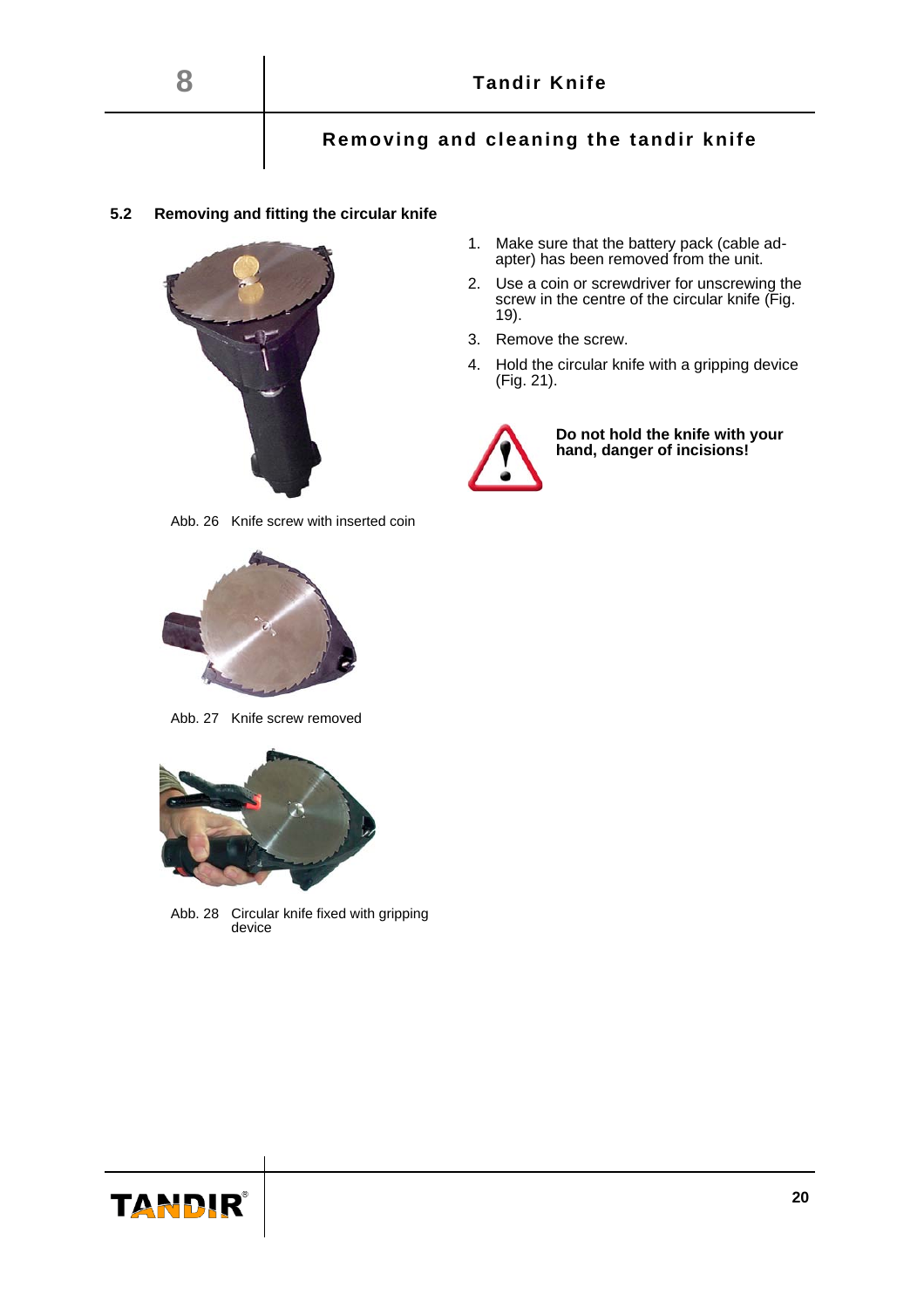## 5.2 Removing and fitting the circular knife

1. Make sure that the battery pack (cable adapter) has been removed from the unit.
2. Use a coin or screwdriver for unscrewing the screw in the centre of the circular knife (Fig. 19).
3. Remove the screw.
4. Hold the circular knife with a gripping device (Fig. 21).

**Do not hold the knife with your hand, danger of incisions!**

Abb. 26 Knife screw with inserted coin

Abb. 27 Knife screw removed

Abb. 28 Circular knife fixed with gripping device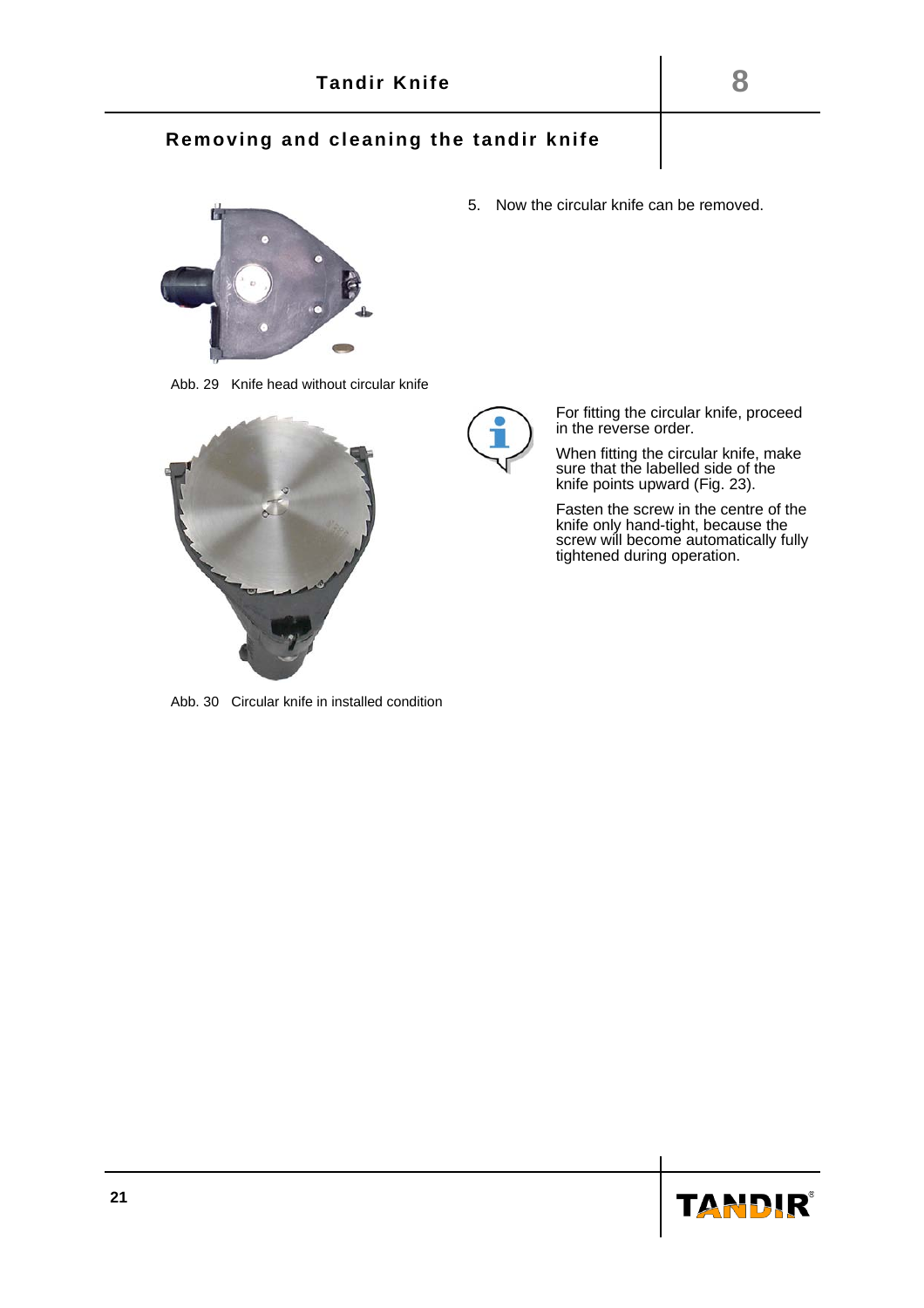## Removing and cleaning the tandir knife

5. Now the circular knife can be removed.

Abb. 29 Knife head without circular knife

For fitting the circular knife, proceed in the reverse order.

When fitting the circular knife, make sure that the labelled side of the knife points upward (Fig. 23).

Fasten the screw in the centre of the knife only hand-tight, because the screw will become automatically fully tightened during operation.

Abb. 30 Circular knife in installed condition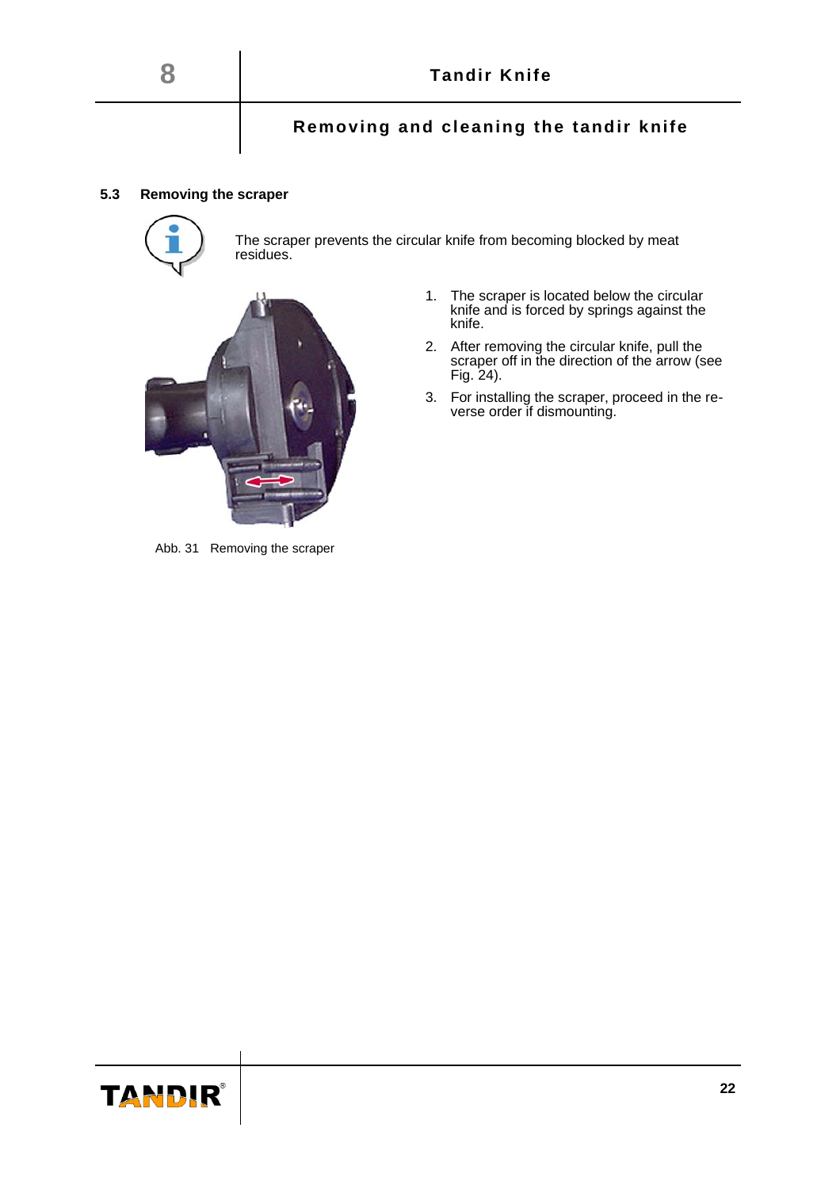## 5.3 Removing the scraper

The scraper prevents the circular knife from becoming blocked by meat residues.

1. The scraper is located below the circular knife and is forced by springs against the knife.
2. After removing the circular knife, pull the scraper off in the direction of the arrow (see Fig. 24).
3. For installing the scraper, proceed in the reverse order if dismounting.

Abb. 31 Removing the scraper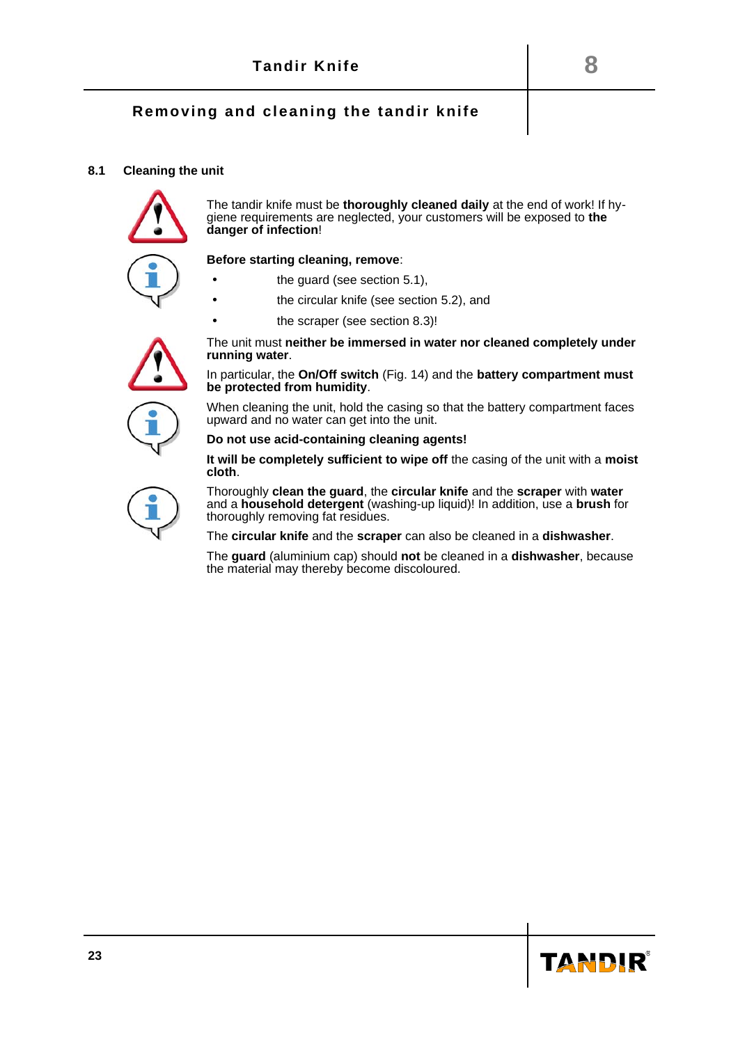## 8.1 Cleaning the unit

The tandir knife must be **thoroughly cleaned daily** at the end of work! If hygiene requirements are neglected, your customers will be exposed to **the danger of infection**!

**Before starting cleaning, remove**:

- the guard (see section 5.1),
- the circular knife (see section 5.2), and
- the scraper (see section 8.3)!

The unit must **neither be immersed in water nor cleaned completely under running water**.

In particular, the **On/Off switch** (Fig. 14) and the **battery compartment must be protected from humidity**.

When cleaning the unit, hold the casing so that the battery compartment faces upward and no water can get into the unit.

**Do not use acid-containing cleaning agents!**

**It will be completely sufficient to wipe off** the casing of the unit with a **moist cloth**.

Thoroughly **clean the guard**, the **circular knife** and the **scraper** with **water** and a **household detergent** (washing-up liquid)! In addition, use a **brush** for thoroughly removing fat residues.

The **circular knife** and the **scraper** can also be cleaned in a **dishwasher**.

The **guard** (aluminium cap) should **not** be cleaned in a **dishwasher**, because the material may thereby become discoloured.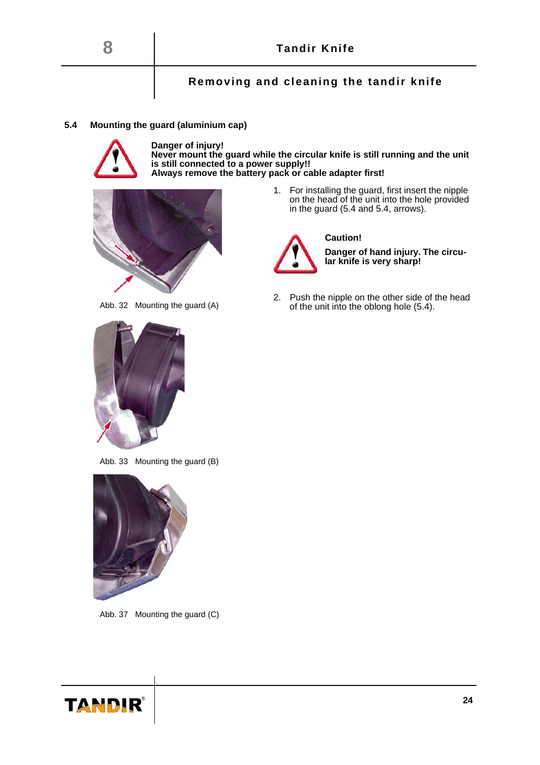## 5.4 Mounting the guard (aluminium cap)

**Danger of injury!**
**Never mount the guard while the circular knife is still running and the unit is still connected to a power supply!!**
**Always remove the battery pack or cable adapter first!**

Abb. 32 Mounting the guard (A)

Abb. 33 Mounting the guard (B)

Abb. 37 Mounting the guard (C)

1. For installing the guard, first insert the nipple on the head of the unit into the hole provided in the guard (5.4 and 5.4, arrows).

**Caution!**

**Danger of hand injury. The circular knife is very sharp!**

2. Push the nipple on the other side of the head of the unit into the oblong hole (5.4).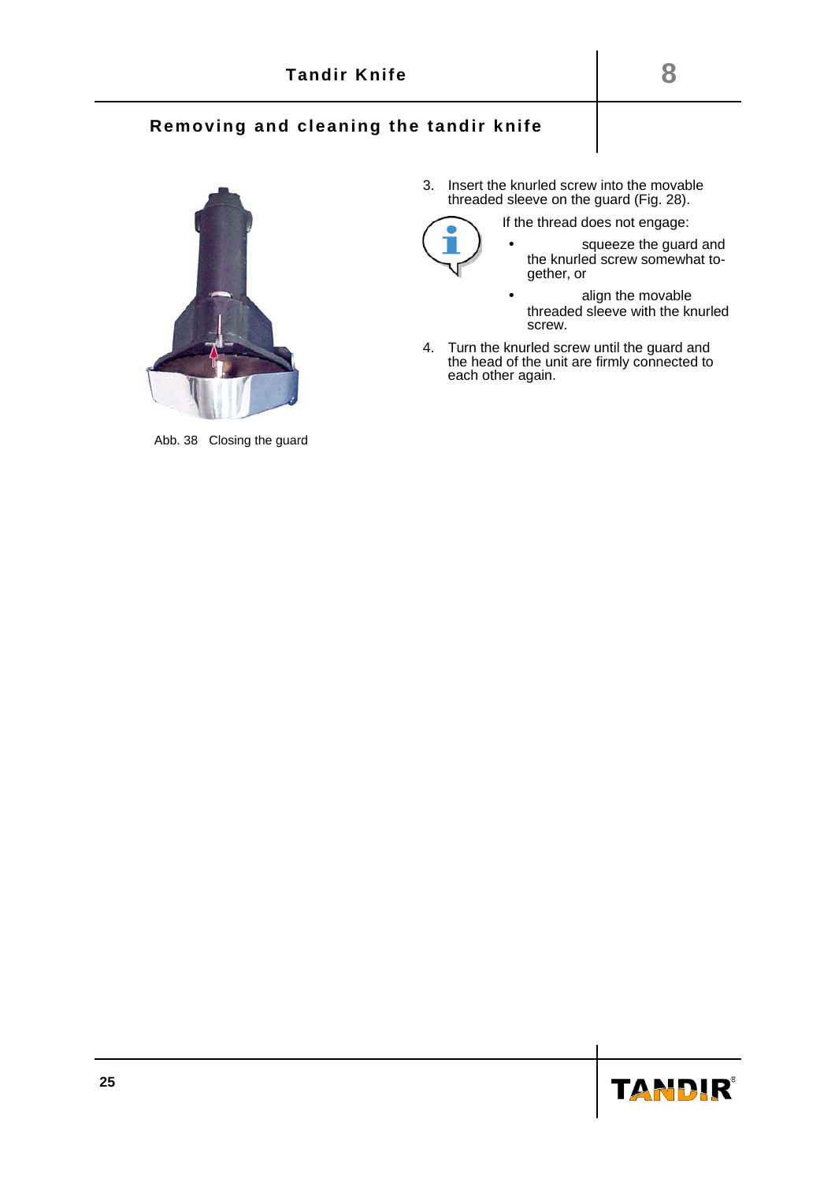## Removing and cleaning the tandir knife

Abb. 38 Closing the guard

3. Insert the knurled screw into the movable threaded sleeve on the guard (Fig. 28).

   If the thread does not engage:

   - squeeze the guard and the knurled screw somewhat together, or
   - align the movable threaded sleeve with the knurled screw.

4. Turn the knurled screw until the guard and the head of the unit are firmly connected to each other again.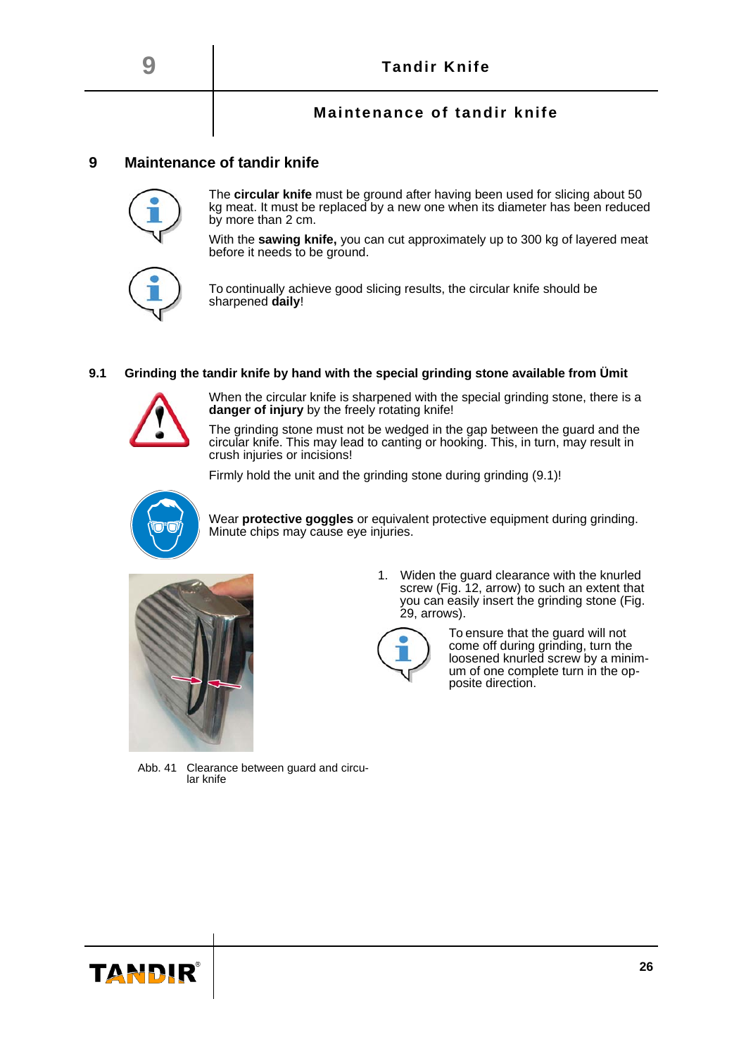# 9 Maintenance of tandir knife

The **circular knife** must be ground after having been used for slicing about 50 kg meat. It must be replaced by a new one when its diameter has been reduced by more than 2 cm.

With the **sawing knife,** you can cut approximately up to 300 kg of layered meat before it needs to be ground.

To continually achieve good slicing results, the circular knife should be sharpened **daily**!

## 9.1 Grinding the tandir knife by hand with the special grinding stone available from Ümit

When the circular knife is sharpened with the special grinding stone, there is a **danger of injury** by the freely rotating knife!

The grinding stone must not be wedged in the gap between the guard and the circular knife. This may lead to canting or hooking. This, in turn, may result in crush injuries or incisions!

Firmly hold the unit and the grinding stone during grinding (9.1)!

Wear **protective goggles** or equivalent protective equipment during grinding. Minute chips may cause eye injuries.

1. Widen the guard clearance with the knurled screw (Fig. 12, arrow) to such an extent that you can easily insert the grinding stone (Fig. 29, arrows).

To ensure that the guard will not come off during grinding, turn the loosened knurled screw by a minimum of one complete turn in the opposite direction.

Abb. 41 Clearance between guard and circular knife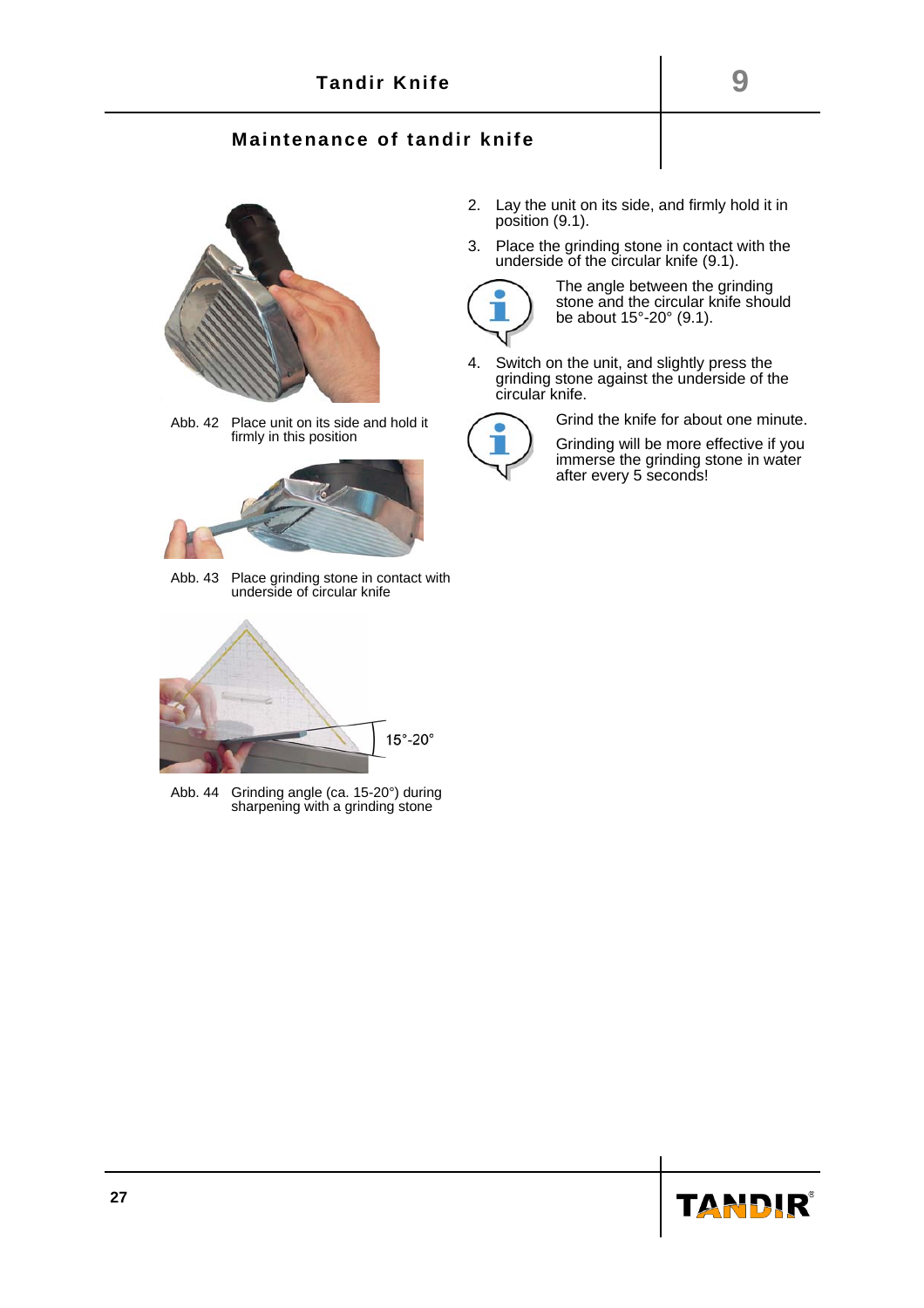## Maintenance of tandir knife

Abb. 42 Place unit on its side and hold it firmly in this position

Abb. 43 Place grinding stone in contact with underside of circular knife

15°-20°

Abb. 44 Grinding angle (ca. 15-20°) during sharpening with a grinding stone

2. Lay the unit on its side, and firmly hold it in position (9.1).
3. Place the grinding stone in contact with the underside of the circular knife (9.1).

The angle between the grinding stone and the circular knife should be about 15°-20° (9.1).

4. Switch on the unit, and slightly press the grinding stone against the underside of the circular knife.

Grind the knife for about one minute.

Grinding will be more effective if you immerse the grinding stone in water after every 5 seconds!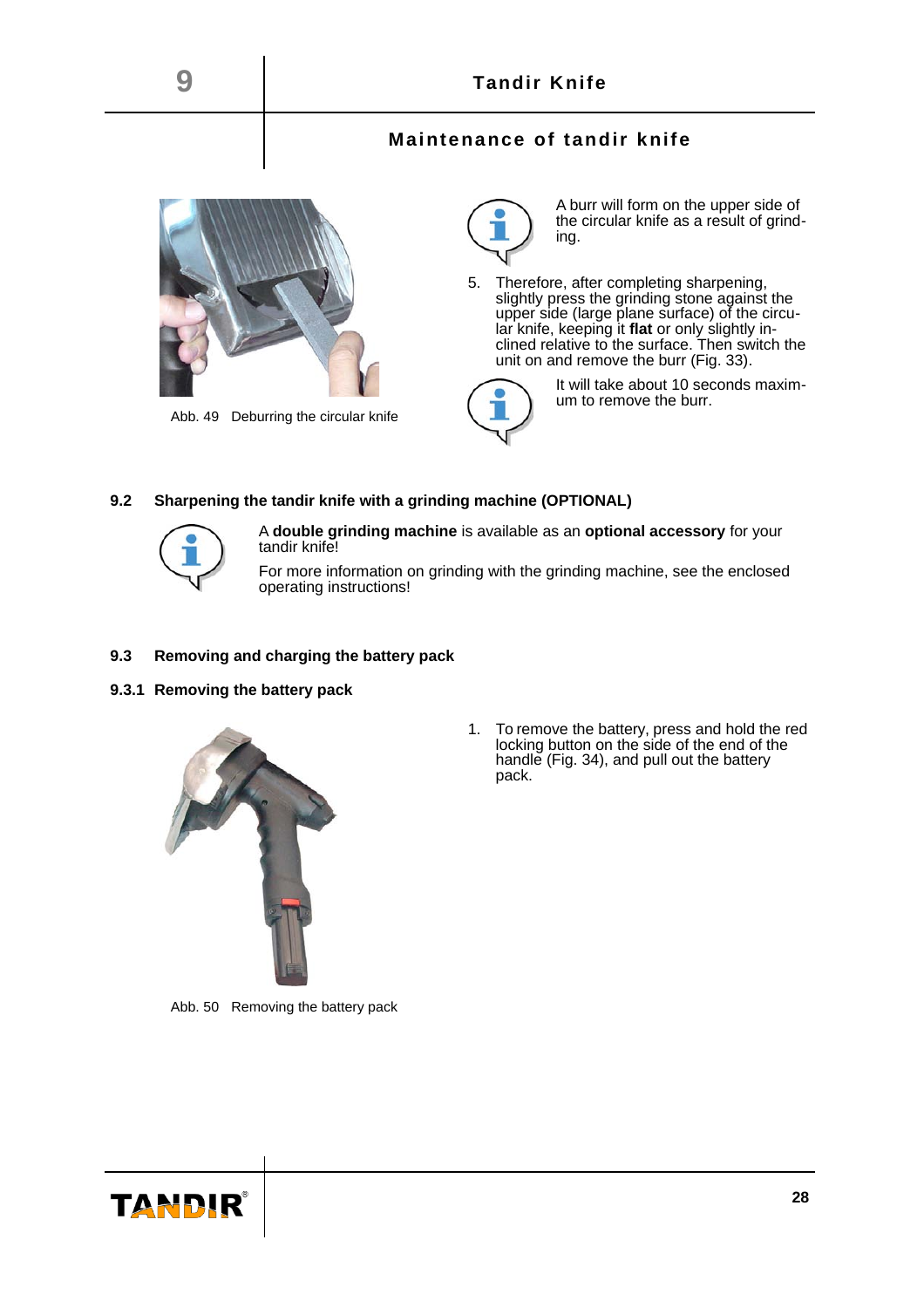Abb. 49 Deburring the circular knife

A burr will form on the upper side of the circular knife as a result of grinding.

5. Therefore, after completing sharpening, slightly press the grinding stone against the upper side (large plane surface) of the circular knife, keeping it **flat** or only slightly inclined relative to the surface. Then switch the unit on and remove the burr (Fig. 33).

It will take about 10 seconds maximum to remove the burr.

## 9.2 Sharpening the tandir knife with a grinding machine (OPTIONAL)

A **double grinding machine** is available as an **optional accessory** for your tandir knife!

For more information on grinding with the grinding machine, see the enclosed operating instructions!

## 9.3 Removing and charging the battery pack

### 9.3.1 Removing the battery pack

Abb. 50 Removing the battery pack

1. To remove the battery, press and hold the red locking button on the side of the end of the handle (Fig. 34), and pull out the battery pack.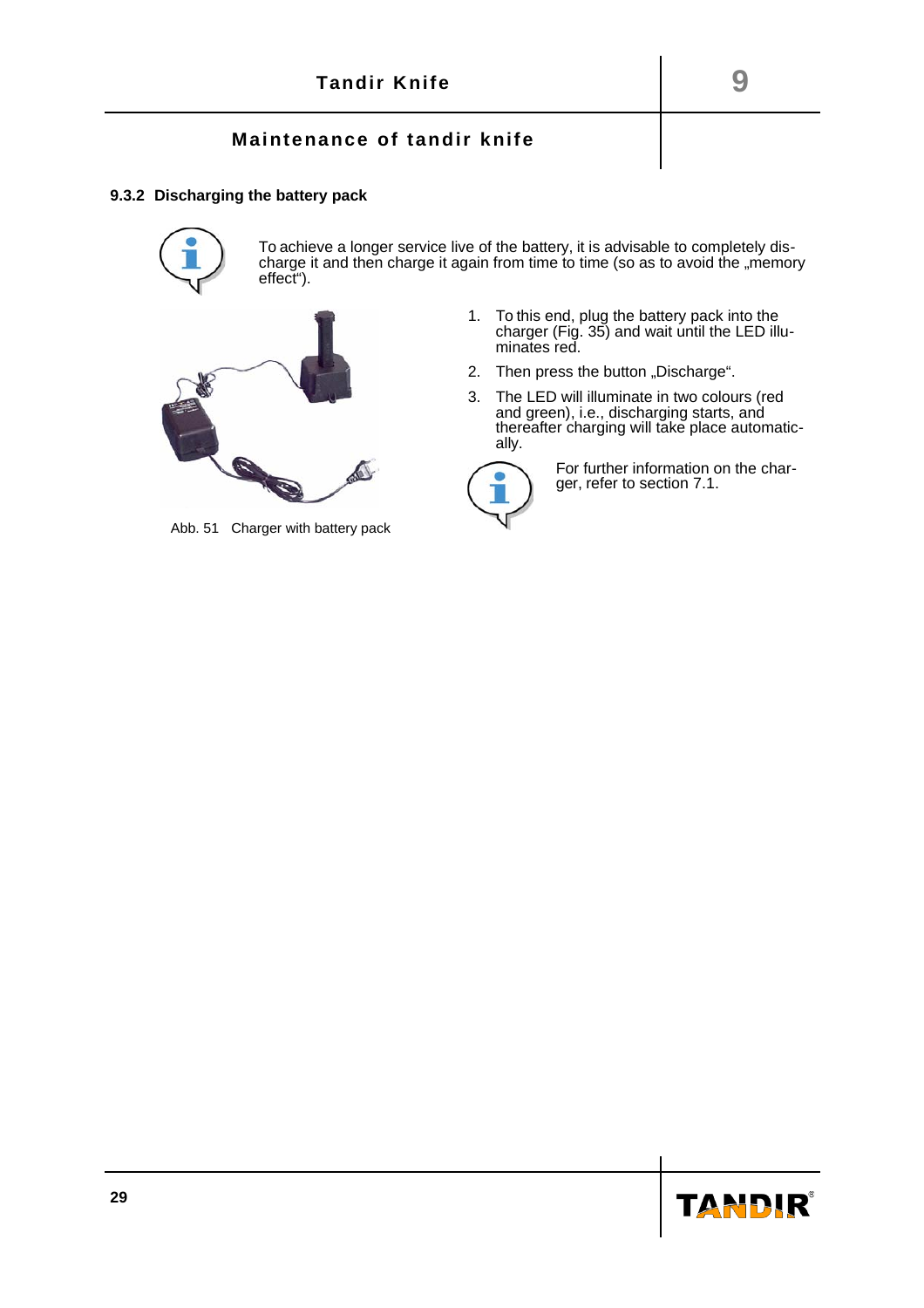### 9.3.2 Discharging the battery pack

To achieve a longer service live of the battery, it is advisable to completely discharge it and then charge it again from time to time (so as to avoid the „memory effect“).

Abb. 51 Charger with battery pack

1. To this end, plug the battery pack into the charger (Fig. 35) and wait until the LED illuminates red.
2. Then press the button „Discharge“.
3. The LED will illuminate in two colours (red and green), i.e., discharging starts, and thereafter charging will take place automatically.

For further information on the charger, refer to section 7.1.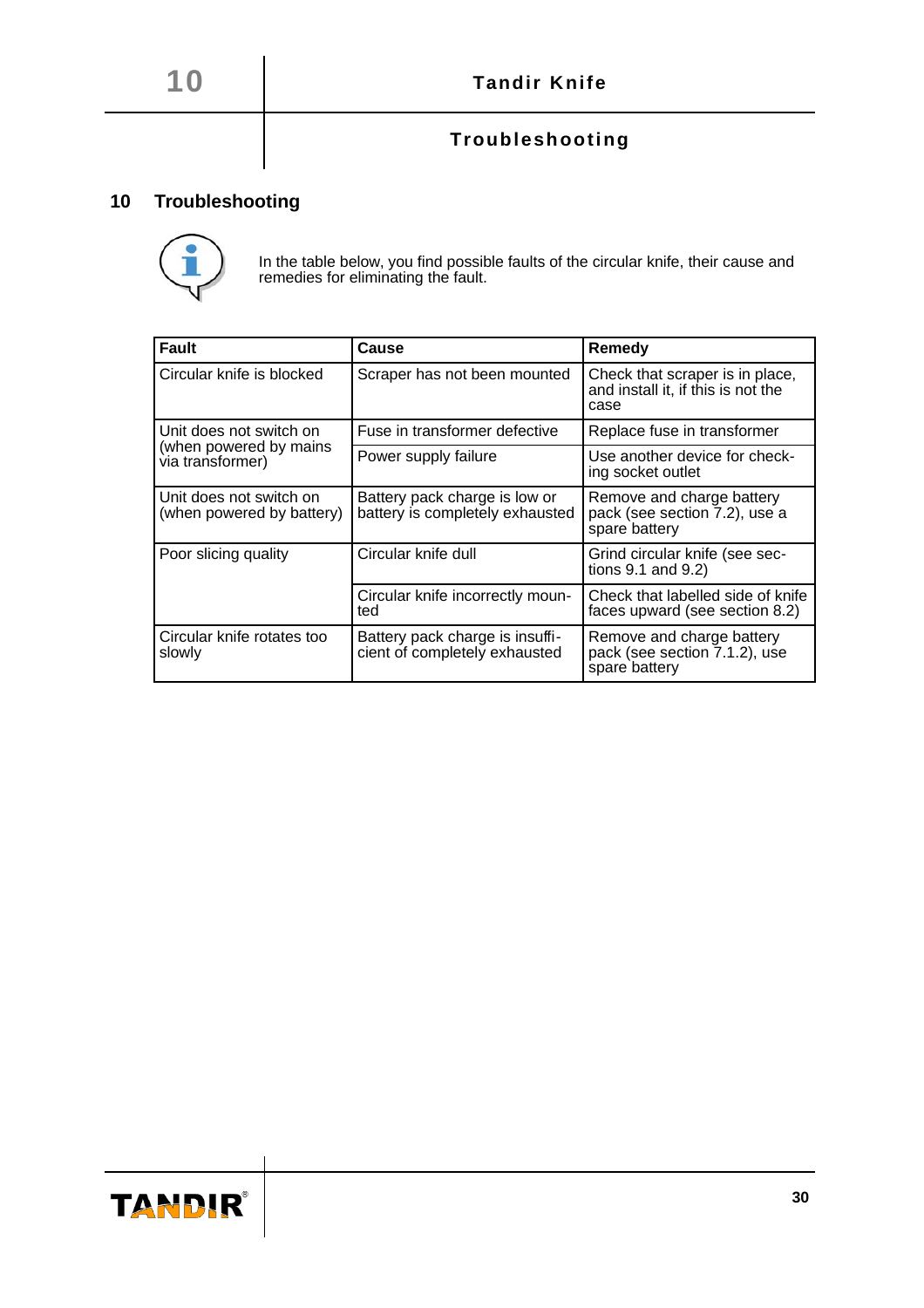# 10 Troubleshooting

In the table below, you find possible faults of the circular knife, their cause and remedies for eliminating the fault.

| Fault | Cause | Remedy |
|---|---|---|
| Circular knife is blocked | Scraper has not been mounted | Check that scraper is in place, and install it, if this is not the case |
| Unit does not switch on (when powered by mains via transformer) | Fuse in transformer defective | Replace fuse in transformer |
| | Power supply failure | Use another device for checking socket outlet |
| Unit does not switch on (when powered by battery) | Battery pack charge is low or battery is completely exhausted | Remove and charge battery pack (see section 7.2), use a spare battery |
| Poor slicing quality | Circular knife dull | Grind circular knife (see sections 9.1 and 9.2) |
| | Circular knife incorrectly mounted | Check that labelled side of knife faces upward (see section 8.2) |
| Circular knife rotates too slowly | Battery pack charge is insufficient of completely exhausted | Remove and charge battery pack (see section 7.1.2), use spare battery |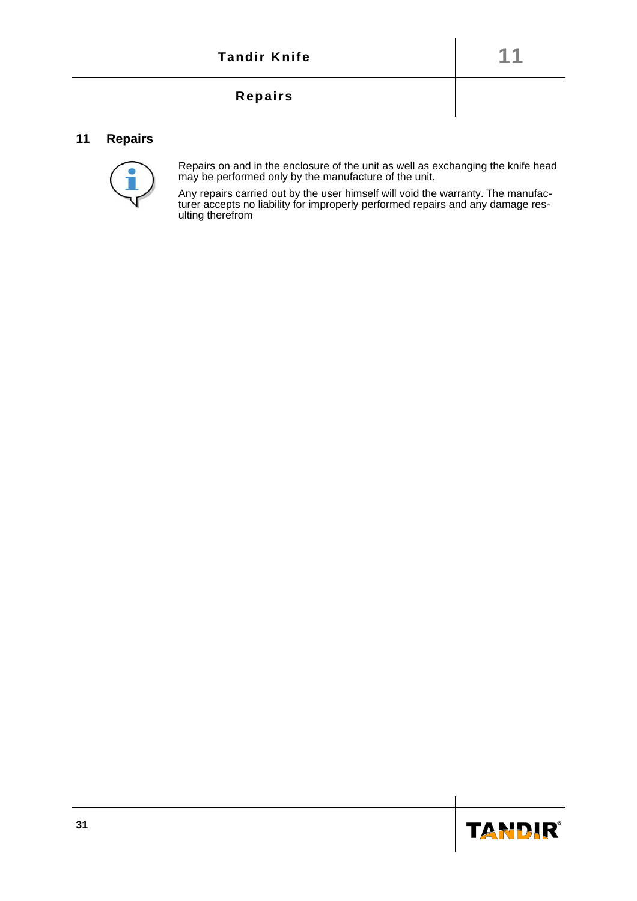# 11 Repairs

Repairs on and in the enclosure of the unit as well as exchanging the knife head may be performed only by the manufacture of the unit.

Any repairs carried out by the user himself will void the warranty. The manufacturer accepts no liability for improperly performed repairs and any damage resulting therefrom